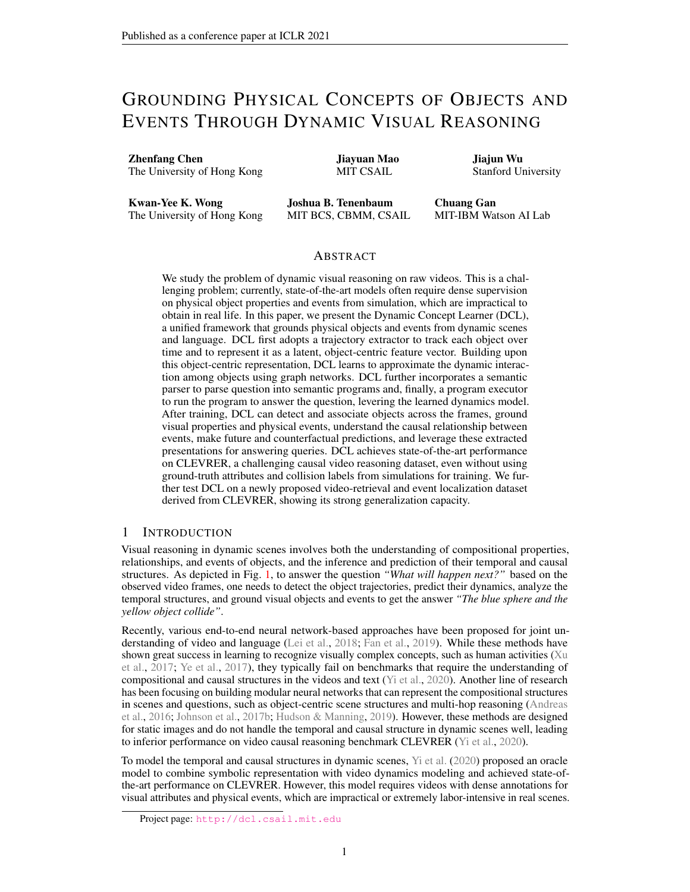# Grounding Physical Concepts of Objects and Events Through Dynamic Visual Reasoning

**Zenfang Chen**
The University of Hong Kong

**Jiayuan Mao**
MIT CSAIL

**Jiajun Wu**
Stanford University

**Kwan-Yee K. Wong**
The University of Hong Kong

**Joshua B. Tenenbaum**
MIT BCS, CBMM, CSAIL

**Chuang Gan**
MIT-IBM Watson AI Lab

## Abstract

We study the problem of dynamic visual reasoning on raw videos. This is a challenging problem; currently, state-of-the-art models often require dense supervision on physical object properties and events from simulation, which are impractical to obtain in real life. In this paper, we present the Dynamic Concept Learner (DCL), a unified framework that grounds physical objects and events from dynamic scenes and language. DCL first adopts a trajectory extractor to track each object over time and to represent it as a latent, object-centric feature vector. Building upon this object-centric representation, DCL learns to approximate the dynamic interaction among objects using graph networks. DCL further incorporates a semantic parser to parse question into semantic programs and, finally, a program executor to run the program to answer the question, levering the learned dynamics model. After training, DCL can detect and associate objects across the frames, ground visual properties and physical events, understand the causal relationship between events, make future and counterfactual predictions, and leverage these extracted presentations for answering queries. DCL achieves state-of-the-art performance on CLEVRER, a challenging causal video reasoning dataset, even without using ground-truth attributes and collision labels from simulations for training. We further test DCL on a newly proposed video-retrieval and event localization dataset derived from CLEVRER, showing its strong generalization capacity.

## 1 Introduction

Visual reasoning in dynamic scenes involves both the understanding of compositional properties, relationships, and events of objects, and the inference and prediction of their temporal and causal structures. As depicted in Fig. 1, to answer the question *"What will happen next?"* based on the observed video frames, one needs to detect the object trajectories, predict their dynamics, analyze the temporal structures, and ground visual objects and events to get the answer *"The blue sphere and the yellow object collide"*.

Recently, various end-to-end neural network-based approaches have been proposed for joint understanding of video and language (Lei et al., 2018; Fan et al., 2019). While these methods have shown great success in learning to recognize visually complex concepts, such as human activities (Xu et al., 2017; Ye et al., 2017), they typically fail on benchmarks that require the understanding of compositional and causal structures in the videos and text (Yi et al., 2020). Another line of research has been focusing on building modular neural networks that can represent the compositional structures in scenes and questions, such as object-centric scene structures and multi-hop reasoning (Andreas et al., 2016; Johnson et al., 2017b; Hudson & Manning, 2019). However, these methods are designed for static images and do not handle the temporal and causal structure in dynamic scenes well, leading to inferior performance on video causal reasoning benchmark CLEVRER (Yi et al., 2020).

To model the temporal and causal structures in dynamic scenes, Yi et al. (2020) proposed an oracle model to combine symbolic representation with video dynamics modeling and achieved state-of-the-art performance on CLEVRER. However, this model requires videos with dense annotations for visual attributes and physical events, which are impractical or extremely labor-intensive in real scenes.

Project page: http://dcl.csail.mit.edu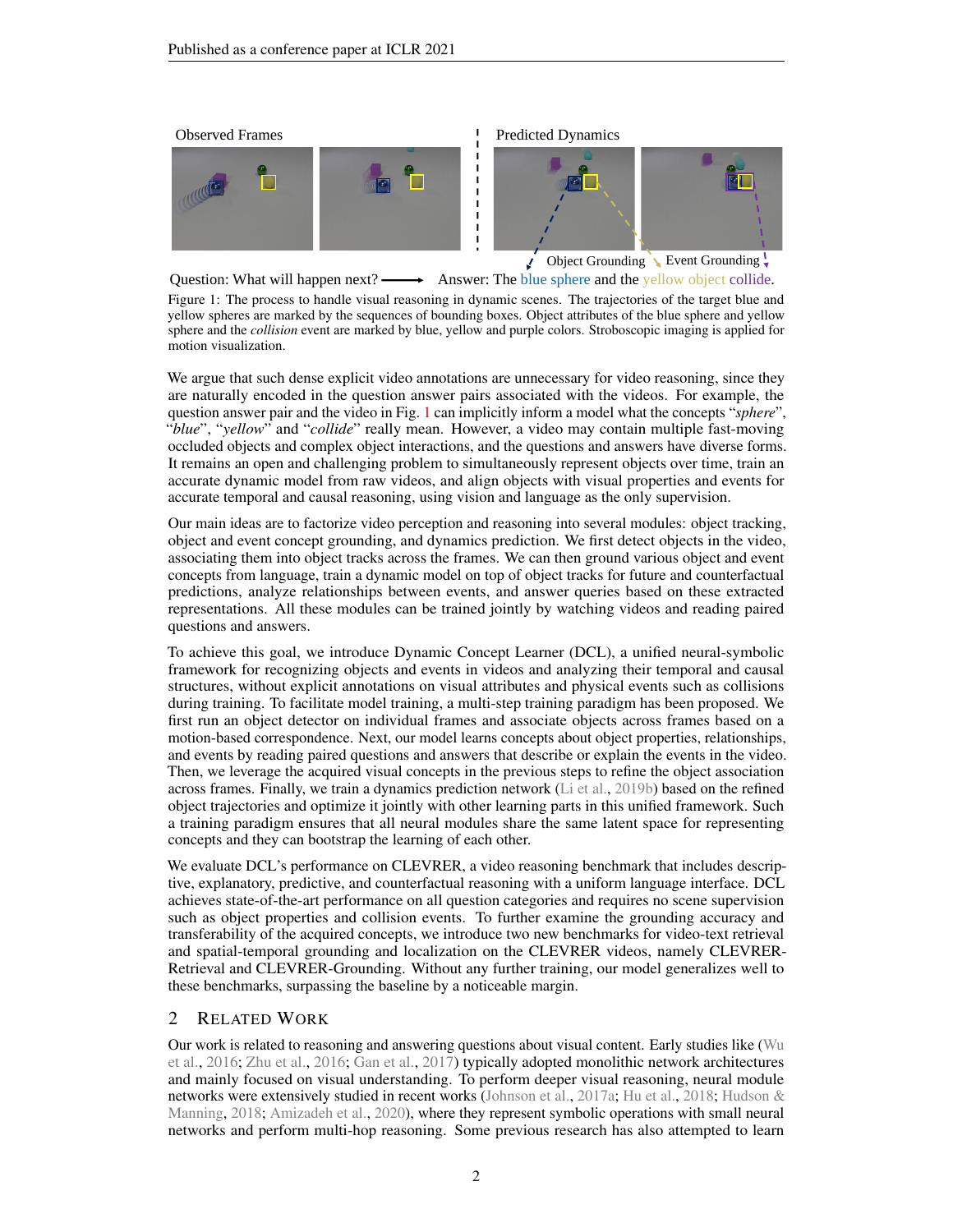Observed Frames | Predicted Dynamics

Object Grounding   Event Grounding

Question: What will happen next? ⟶ Answer: The blue sphere and the yellow object collide.

Figure 1: The process to handle visual reasoning in dynamic scenes. The trajectories of the target blue and yellow spheres are marked by the sequences of bounding boxes. Object attributes of the blue sphere and yellow sphere and the *collision* event are marked by blue, yellow and purple colors. Stroboscopic imaging is applied for motion visualization.

We argue that such dense explicit video annotations are unnecessary for video reasoning, since they are naturally encoded in the question answer pairs associated with the videos. For example, the question answer pair and the video in Fig. 1 can implicitly inform a model what the concepts "*sphere*", "*blue*", "*yellow*" and "*collide*" really mean. However, a video may contain multiple fast-moving occluded objects and complex object interactions, and the questions and answers have diverse forms. It remains an open and challenging problem to simultaneously represent objects over time, train an accurate dynamic model from raw videos, and align objects with visual properties and events for accurate temporal and causal reasoning, using vision and language as the only supervision.

Our main ideas are to factorize video perception and reasoning into several modules: object tracking, object and event concept grounding, and dynamics prediction. We first detect objects in the video, associating them into object tracks across the frames. We can then ground various object and event concepts from language, train a dynamic model on top of object tracks for future and counterfactual predictions, analyze relationships between events, and answer queries based on these extracted representations. All these modules can be trained jointly by watching videos and reading paired questions and answers.

To achieve this goal, we introduce Dynamic Concept Learner (DCL), a unified neural-symbolic framework for recognizing objects and events in videos and analyzing their temporal and causal structures, without explicit annotations on visual attributes and physical events such as collisions during training. To facilitate model training, a multi-step training paradigm has been proposed. We first run an object detector on individual frames and associate objects across frames based on a motion-based correspondence. Next, our model learns concepts about object properties, relationships, and events by reading paired questions and answers that describe or explain the events in the video. Then, we leverage the acquired visual concepts in the previous steps to refine the object association across frames. Finally, we train a dynamics prediction network (Li et al., 2019b) based on the refined object trajectories and optimize it jointly with other learning parts in this unified framework. Such a training paradigm ensures that all neural modules share the same latent space for representing concepts and they can bootstrap the learning of each other.

We evaluate DCL's performance on CLEVRER, a video reasoning benchmark that includes descriptive, explanatory, predictive, and counterfactual reasoning with a uniform language interface. DCL achieves state-of-the-art performance on all question categories and requires no scene supervision such as object properties and collision events. To further examine the grounding accuracy and transferability of the acquired concepts, we introduce two new benchmarks for video-text retrieval and spatial-temporal grounding and localization on the CLEVRER videos, namely CLEVRER-Retrieval and CLEVRER-Grounding. Without any further training, our model generalizes well to these benchmarks, surpassing the baseline by a noticeable margin.

## 2 Related Work

Our work is related to reasoning and answering questions about visual content. Early studies like (Wu et al., 2016; Zhu et al., 2016; Gan et al., 2017) typically adopted monolithic network architectures and mainly focused on visual understanding. To perform deeper visual reasoning, neural module networks were extensively studied in recent works (Johnson et al., 2017a; Hu et al., 2018; Hudson & Manning, 2018; Amizadeh et al., 2020), where they represent symbolic operations with small neural networks and perform multi-hop reasoning. Some previous research has also attempted to learn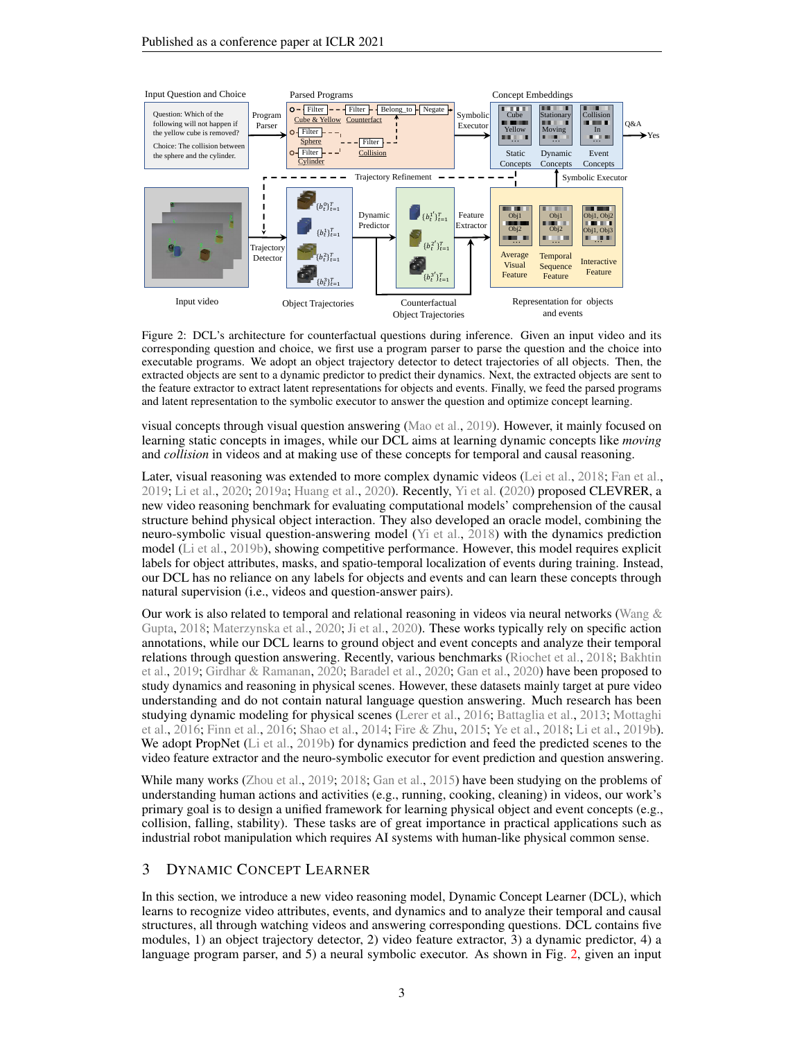Figure 2: DCL's architecture for counterfactual questions during inference. Given an input video and its corresponding question and choice, we first use a program parser to parse the question and the choice into executable programs. We adopt an object trajectory detector to detect trajectories of all objects. Then, the extracted objects are sent to a dynamic predictor to predict their dynamics. Next, the extracted objects are sent to the feature extractor to extract latent representations for objects and events. Finally, we feed the parsed programs and latent representation to the symbolic executor to answer the question and optimize concept learning.

visual concepts through visual question answering (Mao et al., 2019). However, it mainly focused on learning static concepts in images, while our DCL aims at learning dynamic concepts like *moving* and *collision* in videos and at making use of these concepts for temporal and causal reasoning.

Later, visual reasoning was extended to more complex dynamic videos (Lei et al., 2018; Fan et al., 2019; Li et al., 2020; 2019a; Huang et al., 2020). Recently, Yi et al. (2020) proposed CLEVRER, a new video reasoning benchmark for evaluating computational models' comprehension of the causal structure behind physical object interaction. They also developed an oracle model, combining the neuro-symbolic visual question-answering model (Yi et al., 2018) with the dynamics prediction model (Li et al., 2019b), showing competitive performance. However, this model requires explicit labels for object attributes, masks, and spatio-temporal localization of events during training. Instead, our DCL has no reliance on any labels for objects and events and can learn these concepts through natural supervision (i.e., videos and question-answer pairs).

Our work is also related to temporal and relational reasoning in videos via neural networks (Wang & Gupta, 2018; Materzynska et al., 2020; Ji et al., 2020). These works typically rely on specific action annotations, while our DCL learns to ground object and event concepts and analyze their temporal relations through question answering. Recently, various benchmarks (Riochet et al., 2018; Bakhtin et al., 2019; Girdhar & Ramanan, 2020; Baradel et al., 2020; Gan et al., 2020) have been proposed to study dynamics and reasoning in physical scenes. However, these datasets mainly target at pure video understanding and do not contain natural language question answering. Much research has been studying dynamic modeling for physical scenes (Lerer et al., 2016; Battaglia et al., 2013; Mottaghi et al., 2016; Finn et al., 2016; Shao et al., 2014; Fire & Zhu, 2015; Ye et al., 2018; Li et al., 2019b). We adopt PropNet (Li et al., 2019b) for dynamics prediction and feed the predicted scenes to the video feature extractor and the neuro-symbolic executor for event prediction and question answering.

While many works (Zhou et al., 2019; 2018; Gan et al., 2015) have been studying on the problems of understanding human actions and activities (e.g., running, cooking, cleaning) in videos, our work's primary goal is to design a unified framework for learning physical object and event concepts (e.g., collision, falling, stability). These tasks are of great importance in practical applications such as industrial robot manipulation which requires AI systems with human-like physical common sense.

## 3 Dynamic Concept Learner

In this section, we introduce a new video reasoning model, Dynamic Concept Learner (DCL), which learns to recognize video attributes, events, and dynamics and to analyze their temporal and causal structures, all through watching videos and answering corresponding questions. DCL contains five modules, 1) an object trajectory detector, 2) video feature extractor, 3) a dynamic predictor, 4) a language program parser, and 5) a neural symbolic executor. As shown in Fig. 2, given an input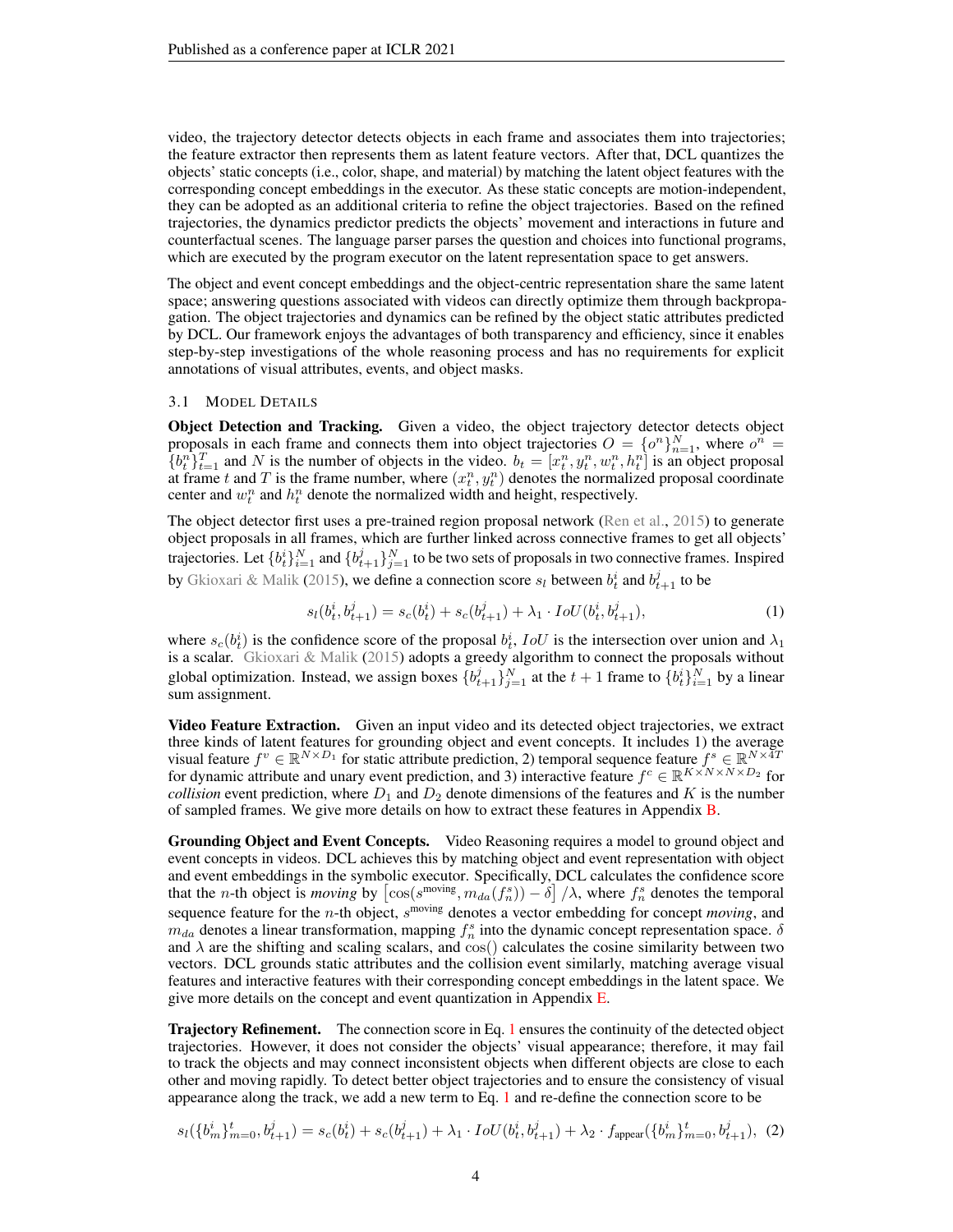video, the trajectory detector detects objects in each frame and associates them into trajectories; the feature extractor then represents them as latent feature vectors. After that, DCL quantizes the objects' static concepts (i.e., color, shape, and material) by matching the latent object features with the corresponding concept embeddings in the executor. As these static concepts are motion-independent, they can be adopted as an additional criteria to refine the object trajectories. Based on the refined trajectories, the dynamics predictor predicts the objects' movement and interactions in future and counterfactual scenes. The language parser parses the question and choices into functional programs, which are executed by the program executor on the latent representation space to get answers.

The object and event concept embeddings and the object-centric representation share the same latent space; answering questions associated with videos can directly optimize them through backpropagation. The object trajectories and dynamics can be refined by the object static attributes predicted by DCL. Our framework enjoys the advantages of both transparency and efficiency, since it enables step-by-step investigations of the whole reasoning process and has no requirements for explicit annotations of visual attributes, events, and object masks.

### 3.1 Model Details

**Object Detection and Tracking.** Given a video, the object trajectory detector detects object proposals in each frame and connects them into object trajectories $O = \{o^n\}_{n=1}^N$, where $o^n = \{b_t^n\}_{t=1}^T$ and $N$ is the number of objects in the video. $b_t = [x_t^n, y_t^n, w_t^n, h_t^n]$ is an object proposal at frame $t$ and $T$ is the frame number, where $(x_t^n, y_t^n)$ denotes the normalized proposal coordinate center and $w_t^n$ and $h_t^n$ denote the normalized width and height, respectively.

The object detector first uses a pre-trained region proposal network (Ren et al., 2015) to generate object proposals in all frames, which are further linked across connective frames to get all objects' trajectories. Let $\{b_t^i\}_{i=1}^N$ and $\{b_{t+1}^j\}_{j=1}^N$ to be two sets of proposals in two connective frames. Inspired by Gkioxari & Malik (2015), we define a connection score $s_l$ between $b_t^i$ and $b_{t+1}^j$ to be

$$s_l(b_t^i, b_{t+1}^j) = s_c(b_t^i) + s_c(b_{t+1}^j) + \lambda_1 \cdot IoU(b_t^i, b_{t+1}^j), \tag{1}$$

where $s_c(b_t^i)$ is the confidence score of the proposal $b_t^i$, $IoU$ is the intersection over union and $\lambda_1$ is a scalar. Gkioxari & Malik (2015) adopts a greedy algorithm to connect the proposals without global optimization. Instead, we assign boxes $\{b_{t+1}^j\}_{j=1}^N$ at the $t+1$ frame to $\{b_t^i\}_{i=1}^N$ by a linear sum assignment.

**Video Feature Extraction.** Given an input video and its detected object trajectories, we extract three kinds of latent features for grounding object and event concepts. It includes 1) the average visual feature $f^v \in \mathbb{R}^{N \times D_1}$ for static attribute prediction, 2) temporal sequence feature $f^s \in \mathbb{R}^{N \times 4T}$ for dynamic attribute and unary event prediction, and 3) interactive feature $f^c \in \mathbb{R}^{K \times N \times N \times D_2}$ for *collision* event prediction, where $D_1$ and $D_2$ denote dimensions of the features and $K$ is the number of sampled frames. We give more details on how to extract these features in Appendix B.

**Grounding Object and Event Concepts.** Video Reasoning requires a model to ground object and event concepts in videos. DCL achieves this by matching object and event representation with object and event embeddings in the symbolic executor. Specifically, DCL calculates the confidence score that the $n$-th object is *moving* by $\left[\cos(s^{\text{moving}}, m_{da}(f_n^s)) - \delta\right] / \lambda$, where $f_n^s$ denotes the temporal sequence feature for the $n$-th object, $s^{\text{moving}}$ denotes a vector embedding for concept *moving*, and $m_{da}$ denotes a linear transformation, mapping $f_n^s$ into the dynamic concept representation space. $\delta$ and $\lambda$ are the shifting and scaling scalars, and $\cos()$ calculates the cosine similarity between two vectors. DCL grounds static attributes and the collision event similarly, matching average visual features and interactive features with their corresponding concept embeddings in the latent space. We give more details on the concept and event quantization in Appendix E.

**Trajectory Refinement.** The connection score in Eq. 1 ensures the continuity of the detected object trajectories. However, it does not consider the objects' visual appearance; therefore, it may fail to track the objects and may connect inconsistent objects when different objects are close to each other and moving rapidly. To detect better object trajectories and to ensure the consistency of visual appearance along the track, we add a new term to Eq. 1 and re-define the connection score to be

$$s_l(\{b_m^i\}_{m=0}^t, b_{t+1}^j) = s_c(b_t^i) + s_c(b_{t+1}^j) + \lambda_1 \cdot IoU(b_t^i, b_{t+1}^j) + \lambda_2 \cdot f_{\text{appear}}(\{b_m^i\}_{m=0}^t, b_{t+1}^j), \tag{2}$$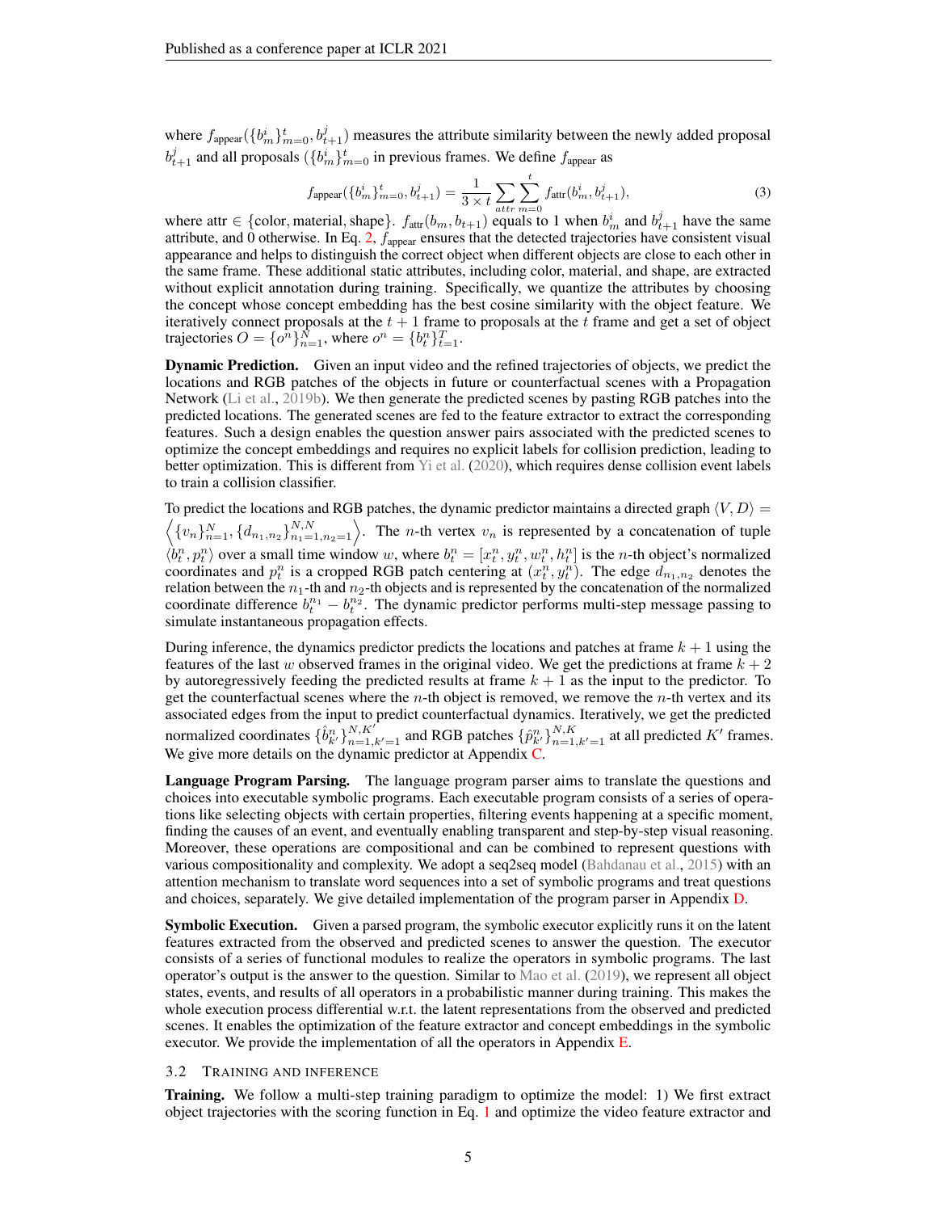where $f_{\text{appear}}(\{b_m^i\}_{m=0}^t, b_{t+1}^j)$ measures the attribute similarity between the newly added proposal $b_{t+1}^j$ and all proposals $(\{b_m^i\}_{m=0}^t$ in previous frames. We define $f_{\text{appear}}$ as

$$f_{\text{appear}}(\{b_m^i\}_{m=0}^t, b_{t+1}^j) = \frac{1}{3 \times t} \sum_{attr} \sum_{m=0}^{t} f_{\text{attr}}(b_m^i, b_{t+1}^j), \tag{3}$$

where attr $\in$ {color, material, shape}. $f_{\text{attr}}(b_m, b_{t+1})$ equals to 1 when $b_m^i$ and $b_{t+1}^j$ have the same attribute, and 0 otherwise. In Eq. 2, $f_{\text{appear}}$ ensures that the detected trajectories have consistent visual appearance and helps to distinguish the correct object when different objects are close to each other in the same frame. These additional static attributes, including color, material, and shape, are extracted without explicit annotation during training. Specifically, we quantize the attributes by choosing the concept whose concept embedding has the best cosine similarity with the object feature. We iteratively connect proposals at the $t+1$ frame to proposals at the $t$ frame and get a set of object trajectories $O = \{o^n\}_{n=1}^N$, where $o^n = \{b_t^n\}_{t=1}^T$.

**Dynamic Prediction.** Given an input video and the refined trajectories of objects, we predict the locations and RGB patches of the objects in future or counterfactual scenes with a Propagation Network (Li et al., 2019b). We then generate the predicted scenes by pasting RGB patches into the predicted locations. The generated scenes are fed to the feature extractor to extract the corresponding features. Such a design enables the question answer pairs associated with the predicted scenes to optimize the concept embeddings and requires no explicit labels for collision prediction, leading to better optimization. This is different from Yi et al. (2020), which requires dense collision event labels to train a collision classifier.

To predict the locations and RGB patches, the dynamic predictor maintains a directed graph $\langle V, D \rangle = \left\langle \{v_n\}_{n=1}^N, \{d_{n_1,n_2}\}_{n_1=1,n_2=1}^{N,N} \right\rangle$. The $n$-th vertex $v_n$ is represented by a concatenation of tuple $\langle b_t^n, p_t^n \rangle$ over a small time window $w$, where $b_t^n = [x_t^n, y_t^n, w_t^n, h_t^n]$ is the $n$-th object's normalized coordinates and $p_t^n$ is a cropped RGB patch centering at $(x_t^n, y_t^n)$. The edge $d_{n_1,n_2}$ denotes the relation between the $n_1$-th and $n_2$-th objects and is represented by the concatenation of the normalized coordinate difference $b_t^{n_1} - b_t^{n_2}$. The dynamic predictor performs multi-step message passing to simulate instantaneous propagation effects.

During inference, the dynamics predictor predicts the locations and patches at frame $k+1$ using the features of the last $w$ observed frames in the original video. We get the predictions at frame $k+2$ by autoregressively feeding the predicted results at frame $k+1$ as the input to the predictor. To get the counterfactual scenes where the $n$-th object is removed, we remove the $n$-th vertex and its associated edges from the input to predict counterfactual dynamics. Iteratively, we get the predicted normalized coordinates $\{\hat{b}_{k'}^n\}_{n=1,k'=1}^{N,K'}$ and RGB patches $\{\hat{p}_{k'}^n\}_{n=1,k'=1}^{N,K}$ at all predicted $K'$ frames. We give more details on the dynamic predictor at Appendix C.

**Language Program Parsing.** The language program parser aims to translate the questions and choices into executable symbolic programs. Each executable program consists of a series of operations like selecting objects with certain properties, filtering events happening at a specific moment, finding the causes of an event, and eventually enabling transparent and step-by-step visual reasoning. Moreover, these operations are compositional and can be combined to represent questions with various compositionality and complexity. We adopt a seq2seq model (Bahdanau et al., 2015) with an attention mechanism to translate word sequences into a set of symbolic programs and treat questions and choices, separately. We give detailed implementation of the program parser in Appendix D.

**Symbolic Execution.** Given a parsed program, the symbolic executor explicitly runs it on the latent features extracted from the observed and predicted scenes to answer the question. The executor consists of a series of functional modules to realize the operators in symbolic programs. The last operator's output is the answer to the question. Similar to Mao et al. (2019), we represent all object states, events, and results of all operators in a probabilistic manner during training. This makes the whole execution process differential w.r.t. the latent representations from the observed and predicted scenes. It enables the optimization of the feature extractor and concept embeddings in the symbolic executor. We provide the implementation of all the operators in Appendix E.

### 3.2 Training and Inference

**Training.** We follow a multi-step training paradigm to optimize the model: 1) We first extract object trajectories with the scoring function in Eq. 1 and optimize the video feature extractor and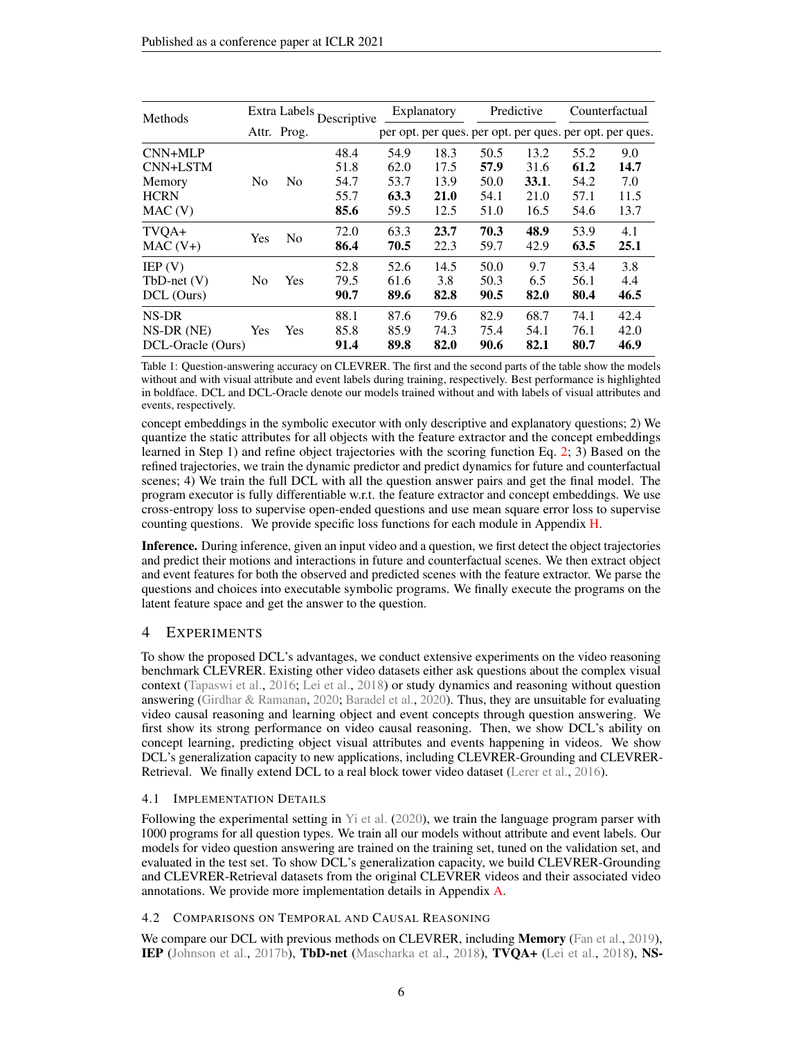| Methods | Extra Labels | | Descriptive | Explanatory | | Predictive | | Counterfactual | |
|---|---|---|---|---|---|---|---|---|---|
| | Attr. | Prog. | | per opt. | per ques. | per opt. | per ques. | per opt. | per ques. |
| CNN+MLP | No | No | 48.4 | 54.9 | 18.3 | 50.5 | 13.2 | 55.2 | 9.0 |
| CNN+LSTM | | | 51.8 | 62.0 | 17.5 | **57.9** | 31.6 | **61.2** | **14.7** |
| Memory | | | 54.7 | 53.7 | 13.9 | 50.0 | **33.1**. | 54.2 | 7.0 |
| HCRN | | | 55.7 | **63.3** | **21.0** | 54.1 | 21.0 | 57.1 | 11.5 |
| MAC (V) | | | **85.6** | 59.5 | 12.5 | 51.0 | 16.5 | 54.6 | 13.7 |
| TVQA+ | Yes | No | 72.0 | 63.3 | **23.7** | **70.3** | **48.9** | 53.9 | 4.1 |
| MAC (V+) | | | **86.4** | **70.5** | 22.3 | 59.7 | 42.9 | **63.5** | **25.1** |
| IEP (V) | No | Yes | 52.8 | 52.6 | 14.5 | 50.0 | 9.7 | 53.4 | 3.8 |
| TbD-net (V) | | | 79.5 | 61.6 | 3.8 | 50.3 | 6.5 | 56.1 | 4.4 |
| DCL (Ours) | | | **90.7** | **89.6** | **82.8** | **90.5** | **82.0** | **80.4** | **46.5** |
| NS-DR | Yes | Yes | 88.1 | 87.6 | 79.6 | 82.9 | 68.7 | 74.1 | 42.4 |
| NS-DR (NE) | | | 85.8 | 85.9 | 74.3 | 75.4 | 54.1 | 76.1 | 42.0 |
| DCL-Oracle (Ours) | | | **91.4** | **89.8** | **82.0** | **90.6** | **82.1** | **80.7** | **46.9** |

Table 1: Question-answering accuracy on CLEVRER. The first and the second parts of the table show the models without and with visual attribute and event labels during training, respectively. Best performance is highlighted in boldface. DCL and DCL-Oracle denote our models trained without and with labels of visual attributes and events, respectively.

concept embeddings in the symbolic executor with only descriptive and explanatory questions; 2) We quantize the static attributes for all objects with the feature extractor and the concept embeddings learned in Step 1) and refine object trajectories with the scoring function Eq. 2; 3) Based on the refined trajectories, we train the dynamic predictor and predict dynamics for future and counterfactual scenes; 4) We train the full DCL with all the question answer pairs and get the final model. The program executor is fully differentiable w.r.t. the feature extractor and concept embeddings. We use cross-entropy loss to supervise open-ended questions and use mean square error loss to supervise counting questions. We provide specific loss functions for each module in Appendix H.

**Inference.** During inference, given an input video and a question, we first detect the object trajectories and predict their motions and interactions in future and counterfactual scenes. We then extract object and event features for both the observed and predicted scenes with the feature extractor. We parse the questions and choices into executable symbolic programs. We finally execute the programs on the latent feature space and get the answer to the question.

# 4 Experiments

To show the proposed DCL's advantages, we conduct extensive experiments on the video reasoning benchmark CLEVRER. Existing other video datasets either ask questions about the complex visual context (Tapaswi et al., 2016; Lei et al., 2018) or study dynamics and reasoning without question answering (Girdhar & Ramanan, 2020; Baradel et al., 2020). Thus, they are unsuitable for evaluating video causal reasoning and learning object and event concepts through question answering. We first show its strong performance on video causal reasoning. Then, we show DCL's ability on concept learning, predicting object visual attributes and events happening in videos. We show DCL's generalization capacity to new applications, including CLEVRER-Grounding and CLEVRER-Retrieval. We finally extend DCL to a real block tower video dataset (Lerer et al., 2016).

## 4.1 Implementation Details

Following the experimental setting in Yi et al. (2020), we train the language program parser with 1000 programs for all question types. We train all our models without attribute and event labels. Our models for video question answering are trained on the training set, tuned on the validation set, and evaluated in the test set. To show DCL's generalization capacity, we build CLEVRER-Grounding and CLEVRER-Retrieval datasets from the original CLEVRER videos and their associated video annotations. We provide more implementation details in Appendix A.

## 4.2 Comparisons on Temporal and Causal Reasoning

We compare our DCL with previous methods on CLEVRER, including **Memory** (Fan et al., 2019), **IEP** (Johnson et al., 2017b), **TbD-net** (Mascharka et al., 2018), **TVQA+** (Lei et al., 2018), **NS-**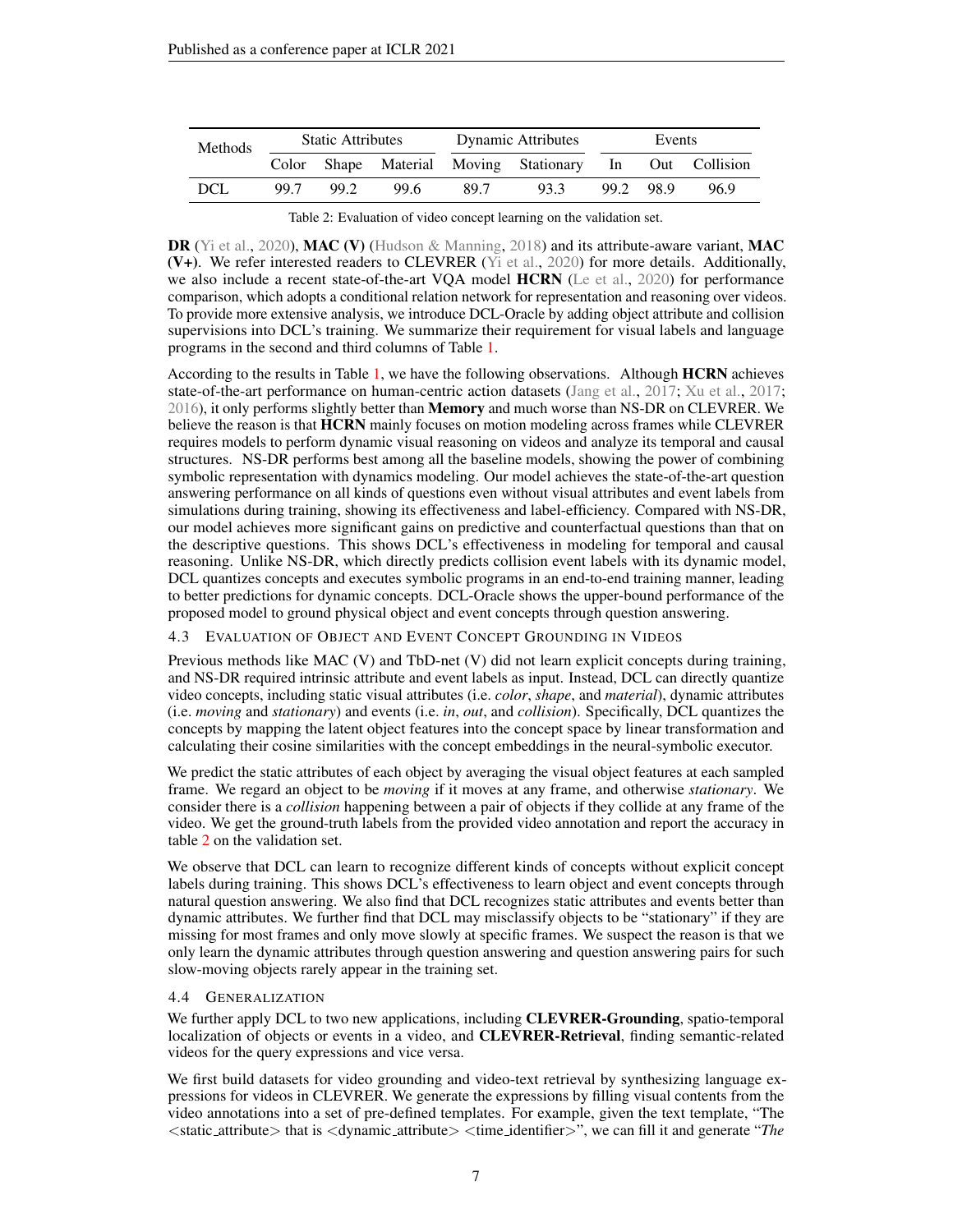| Methods | Static Attributes | | | Dynamic Attributes | | Events | | |
|---|---|---|---|---|---|---|---|---|
| | Color | Shape | Material | Moving | Stationary | In | Out | Collision |
| DCL | 99.7 | 99.2 | 99.6 | 89.7 | 93.3 | 99.2 | 98.9 | 96.9 |

Table 2: Evaluation of video concept learning on the validation set.

**DR** (Yi et al., 2020), **MAC (V)** (Hudson & Manning, 2018) and its attribute-aware variant, **MAC (V+)**. We refer interested readers to CLEVRER (Yi et al., 2020) for more details. Additionally, we also include a recent state-of-the-art VQA model **HCRN** (Le et al., 2020) for performance comparison, which adopts a conditional relation network for representation and reasoning over videos. To provide more extensive analysis, we introduce DCL-Oracle by adding object attribute and collision supervisions into DCL's training. We summarize their requirement for visual labels and language programs in the second and third columns of Table 1.

According to the results in Table 1, we have the following observations. Although **HCRN** achieves state-of-the-art performance on human-centric action datasets (Jang et al., 2017; Xu et al., 2017; 2016), it only performs slightly better than **Memory** and much worse than NS-DR on CLEVRER. We believe the reason is that **HCRN** mainly focuses on motion modeling across frames while CLEVRER requires models to perform dynamic visual reasoning on videos and analyze its temporal and causal structures. NS-DR performs best among all the baseline models, showing the power of combining symbolic representation with dynamics modeling. Our model achieves the state-of-the-art question answering performance on all kinds of questions even without visual attributes and event labels from simulations during training, showing its effectiveness and label-efficiency. Compared with NS-DR, our model achieves more significant gains on predictive and counterfactual questions than that on the descriptive questions. This shows DCL's effectiveness in modeling for temporal and causal reasoning. Unlike NS-DR, which directly predicts collision event labels with its dynamic model, DCL quantizes concepts and executes symbolic programs in an end-to-end training manner, leading to better predictions for dynamic concepts. DCL-Oracle shows the upper-bound performance of the proposed model to ground physical object and event concepts through question answering.

### 4.3 Evaluation of Object and Event Concept Grounding in Videos

Previous methods like MAC (V) and TbD-net (V) did not learn explicit concepts during training, and NS-DR required intrinsic attribute and event labels as input. Instead, DCL can directly quantize video concepts, including static visual attributes (i.e. *color*, *shape*, and *material*), dynamic attributes (i.e. *moving* and *stationary*) and events (i.e. *in*, *out*, and *collision*). Specifically, DCL quantizes the concepts by mapping the latent object features into the concept space by linear transformation and calculating their cosine similarities with the concept embeddings in the neural-symbolic executor.

We predict the static attributes of each object by averaging the visual object features at each sampled frame. We regard an object to be *moving* if it moves at any frame, and otherwise *stationary*. We consider there is a *collision* happening between a pair of objects if they collide at any frame of the video. We get the ground-truth labels from the provided video annotation and report the accuracy in table 2 on the validation set.

We observe that DCL can learn to recognize different kinds of concepts without explicit concept labels during training. This shows DCL's effectiveness to learn object and event concepts through natural question answering. We also find that DCL recognizes static attributes and events better than dynamic attributes. We further find that DCL may misclassify objects to be "stationary" if they are missing for most frames and only move slowly at specific frames. We suspect the reason is that we only learn the dynamic attributes through question answering and question answering pairs for such slow-moving objects rarely appear in the training set.

### 4.4 Generalization

We further apply DCL to two new applications, including **CLEVRER-Grounding**, spatio-temporal localization of objects or events in a video, and **CLEVRER-Retrieval**, finding semantic-related videos for the query expressions and vice versa.

We first build datasets for video grounding and video-text retrieval by synthesizing language expressions for videos in CLEVRER. We generate the expressions by filling visual contents from the video annotations into a set of pre-defined templates. For example, given the text template, "The <static_attribute> that is <dynamic_attribute> <time_identifier>", we can fill it and generate "*The*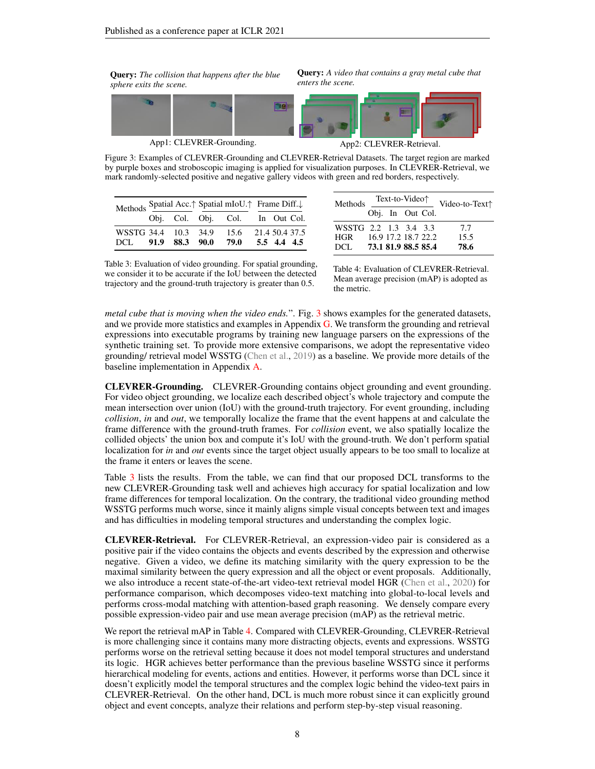**Query:** *The collision that happens after the blue sphere exits the scene.*

App1: CLEVRER-Grounding.

**Query:** *A video that contains a gray metal cube that enters the scene.*

App2: CLEVRER-Retrieval.

Figure 3: Examples of CLEVRER-Grounding and CLEVRER-Retrieval Datasets. The target region are marked by purple boxes and stroboscopic imaging is applied for visualization purposes. In CLEVRER-Retrieval, we mark randomly-selected positive and negative gallery videos with green and red borders, respectively.

| Methods | Spatial Acc.↑ | | Spatial mIoU.↑ | | Frame Diff.↓ | | |
|---|---|---|---|---|---|---|---|
| | Obj. | Col. | Obj. | Col. | In | Out | Col. |
| WSSTG | 34.4 | 10.3 | 34.9 | 15.6 | 21.4 | 50.4 | 37.5 |
| DCL | **91.9** | **88.3** | **90.0** | **79.0** | **5.5** | **4.4** | **4.5** |

Table 3: Evaluation of video grounding. For spatial grounding, we consider it to be accurate if the IoU between the detected trajectory and the ground-truth trajectory is greater than 0.5.

| Methods | Text-to-Video↑ | | | | Video-to-Text↑ |
|---|---|---|---|---|---|
| | Obj. | In | Out | Col. | |
| WSSTG | 2.2 | 1.3 | 3.4 | 3.3 | 7.7 |
| HGR | 16.9 | 17.2 | 18.7 | 22.2 | 15.5 |
| DCL | **73.1** | **81.9** | **88.5** | **85.4** | **78.6** |

Table 4: Evaluation of CLEVRER-Retrieval. Mean average precision (mAP) is adopted as the metric.

*metal cube that is moving when the video ends.*". Fig. 3 shows examples for the generated datasets, and we provide more statistics and examples in Appendix G. We transform the grounding and retrieval expressions into executable programs by training new language parsers on the expressions of the synthetic training set. To provide more extensive comparisons, we adopt the representative video grounding/ retrieval model WSSTG (Chen et al., 2019) as a baseline. We provide more details of the baseline implementation in Appendix A.

**CLEVRER-Grounding.** CLEVRER-Grounding contains object grounding and event grounding. For video object grounding, we localize each described object's whole trajectory and compute the mean intersection over union (IoU) with the ground-truth trajectory. For event grounding, including *collision*, *in* and *out*, we temporally localize the frame that the event happens at and calculate the frame difference with the ground-truth frames. For *collision* event, we also spatially localize the collided objects' the union box and compute it's IoU with the ground-truth. We don't perform spatial localization for *in* and *out* events since the target object usually appears to be too small to localize at the frame it enters or leaves the scene.

Table 3 lists the results. From the table, we can find that our proposed DCL transforms to the new CLEVRER-Grounding task well and achieves high accuracy for spatial localization and low frame differences for temporal localization. On the contrary, the traditional video grounding method WSSTG performs much worse, since it mainly aligns simple visual concepts between text and images and has difficulties in modeling temporal structures and understanding the complex logic.

**CLEVRER-Retrieval.** For CLEVRER-Retrieval, an expression-video pair is considered as a positive pair if the video contains the objects and events described by the expression and otherwise negative. Given a video, we define its matching similarity with the query expression to be the maximal similarity between the query expression and all the object or event proposals. Additionally, we also introduce a recent state-of-the-art video-text retrieval model HGR (Chen et al., 2020) for performance comparison, which decomposes video-text matching into global-to-local levels and performs cross-modal matching with attention-based graph reasoning. We densely compare every possible expression-video pair and use mean average precision (mAP) as the retrieval metric.

We report the retrieval mAP in Table 4. Compared with CLEVRER-Grounding, CLEVRER-Retrieval is more challenging since it contains many more distracting objects, events and expressions. WSSTG performs worse on the retrieval setting because it does not model temporal structures and understand its logic. HGR achieves better performance than the previous baseline WSSTG since it performs hierarchical modeling for events, actions and entities. However, it performs worse than DCL since it doesn't explicitly model the temporal structures and the complex logic behind the video-text pairs in CLEVRER-Retrieval. On the other hand, DCL is much more robust since it can explicitly ground object and event concepts, analyze their relations and perform step-by-step visual reasoning.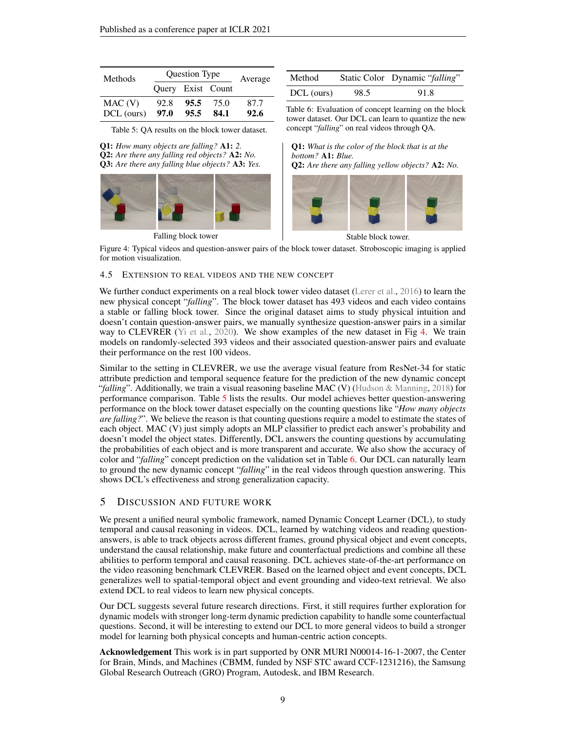| Methods | Question Type | | | Average |
|---|---|---|---|---|
| | Query | Exist | Count | |
| MAC (V) | 92.8 | **95.5** | 75.0 | 87.7 |
| DCL (ours) | **97.0** | **95.5** | **84.1** | **92.6** |

Table 5: QA results on the block tower dataset.

| Method | Static Color | Dynamic "*falling*" |
|---|---|---|
| DCL (ours) | 98.5 | 91.8 |

Table 6: Evaluation of concept learning on the block tower dataset. Our DCL can learn to quantize the new concept "*falling*" on real videos through QA.

**Q1:** *How many objects are falling?* **A1:** *2.*
**Q2:** *Are there any falling red objects?* **A2:** *No.*
**Q3:** *Are there any falling blue objects?* **A3:** *Yes.*

Falling block tower

**Q1:** *What is the color of the block that is at the bottom?* **A1:** *Blue.*
**Q2:** *Are there any falling yellow objects?* **A2:** *No.*

Stable block tower.

Figure 4: Typical videos and question-answer pairs of the block tower dataset. Stroboscopic imaging is applied for motion visualization.

### 4.5 Extension to Real Videos and the New Concept

We further conduct experiments on a real block tower video dataset (Lerer et al., 2016) to learn the new physical concept "*falling*". The block tower dataset has 493 videos and each video contains a stable or falling block tower. Since the original dataset aims to study physical intuition and doesn't contain question-answer pairs, we manually synthesize question-answer pairs in a similar way to CLEVRER (Yi et al., 2020). We show examples of the new dataset in Fig 4. We train models on randomly-selected 393 videos and their associated question-answer pairs and evaluate their performance on the rest 100 videos.

Similar to the setting in CLEVRER, we use the average visual feature from ResNet-34 for static attribute prediction and temporal sequence feature for the prediction of the new dynamic concept "*falling*". Additionally, we train a visual reasoning baseline MAC (V) (Hudson & Manning, 2018) for performance comparison. Table 5 lists the results. Our model achieves better question-answering performance on the block tower dataset especially on the counting questions like "*How many objects are falling?*". We believe the reason is that counting questions require a model to estimate the states of each object. MAC (V) just simply adopts an MLP classifier to predict each answer's probability and doesn't model the object states. Differently, DCL answers the counting questions by accumulating the probabilities of each object and is more transparent and accurate. We also show the accuracy of color and "*falling*" concept prediction on the validation set in Table 6. Our DCL can naturally learn to ground the new dynamic concept "*falling*" in the real videos through question answering. This shows DCL's effectiveness and strong generalization capacity.

## 5 Discussion and Future Work

We present a unified neural symbolic framework, named Dynamic Concept Learner (DCL), to study temporal and causal reasoning in videos. DCL, learned by watching videos and reading question-answers, is able to track objects across different frames, ground physical object and event concepts, understand the causal relationship, make future and counterfactual predictions and combine all these abilities to perform temporal and causal reasoning. DCL achieves state-of-the-art performance on the video reasoning benchmark CLEVRER. Based on the learned object and event concepts, DCL generalizes well to spatial-temporal object and event grounding and video-text retrieval. We also extend DCL to real videos to learn new physical concepts.

Our DCL suggests several future research directions. First, it still requires further exploration for dynamic models with stronger long-term dynamic prediction capability to handle some counterfactual questions. Second, it will be interesting to extend our DCL to more general videos to build a stronger model for learning both physical concepts and human-centric action concepts.

**Acknowledgement** This work is in part supported by ONR MURI N00014-16-1-2007, the Center for Brain, Minds, and Machines (CBMM, funded by NSF STC award CCF-1231216), the Samsung Global Research Outreach (GRO) Program, Autodesk, and IBM Research.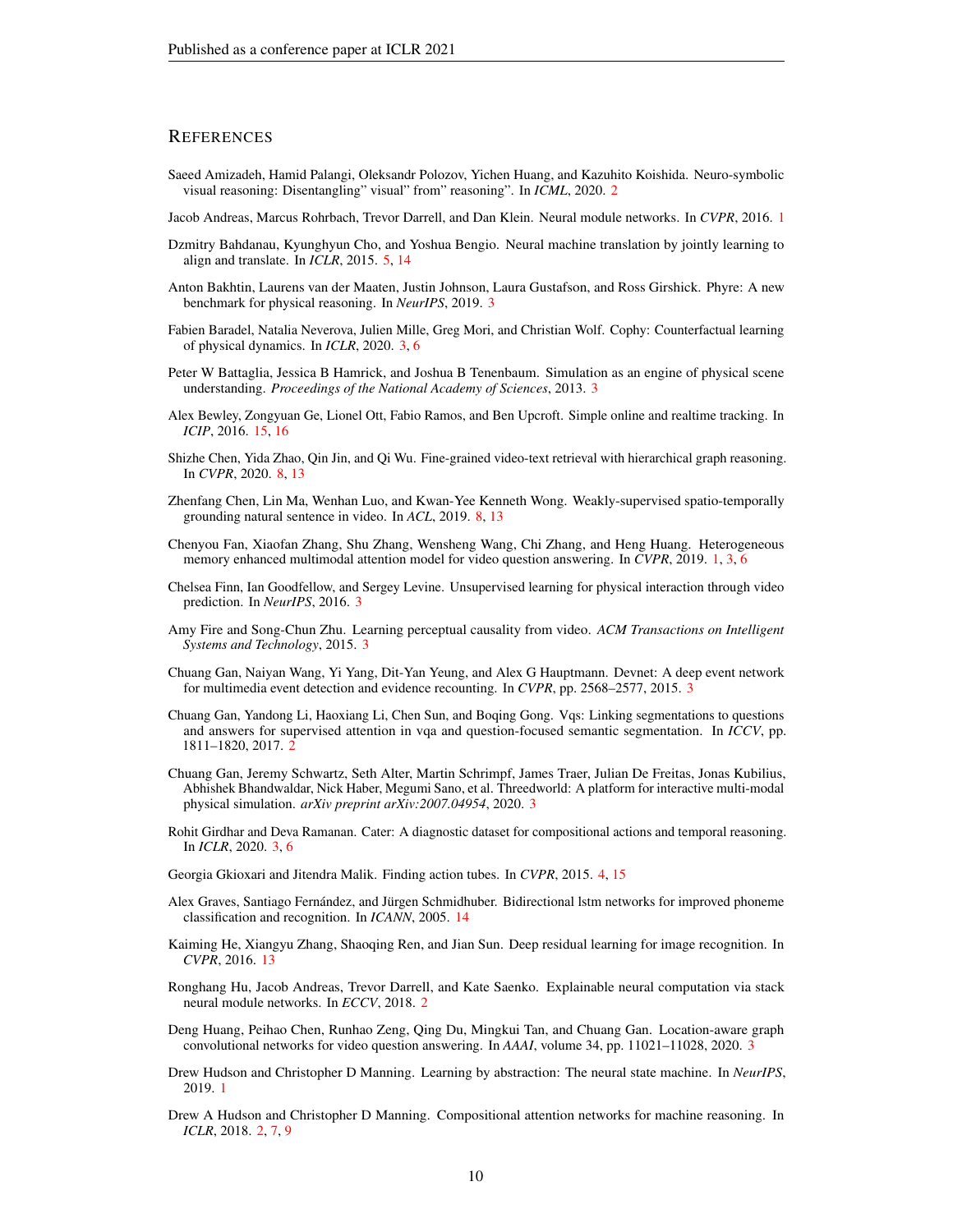# REFERENCES

Saeed Amizadeh, Hamid Palangi, Oleksandr Polozov, Yichen Huang, and Kazuhito Koishida. Neuro-symbolic visual reasoning: Disentangling" visual" from" reasoning". In *ICML*, 2020. 2

Jacob Andreas, Marcus Rohrbach, Trevor Darrell, and Dan Klein. Neural module networks. In *CVPR*, 2016. 1

Dzmitry Bahdanau, Kyunghyun Cho, and Yoshua Bengio. Neural machine translation by jointly learning to align and translate. In *ICLR*, 2015. 5, 14

Anton Bakhtin, Laurens van der Maaten, Justin Johnson, Laura Gustafson, and Ross Girshick. Phyre: A new benchmark for physical reasoning. In *NeurIPS*, 2019. 3

Fabien Baradel, Natalia Neverova, Julien Mille, Greg Mori, and Christian Wolf. Cophy: Counterfactual learning of physical dynamics. In *ICLR*, 2020. 3, 6

Peter W Battaglia, Jessica B Hamrick, and Joshua B Tenenbaum. Simulation as an engine of physical scene understanding. *Proceedings of the National Academy of Sciences*, 2013. 3

Alex Bewley, Zongyuan Ge, Lionel Ott, Fabio Ramos, and Ben Upcroft. Simple online and realtime tracking. In *ICIP*, 2016. 15, 16

Shizhe Chen, Yida Zhao, Qin Jin, and Qi Wu. Fine-grained video-text retrieval with hierarchical graph reasoning. In *CVPR*, 2020. 8, 13

Zhenfang Chen, Lin Ma, Wenhan Luo, and Kwan-Yee Kenneth Wong. Weakly-supervised spatio-temporally grounding natural sentence in video. In *ACL*, 2019. 8, 13

Chenyou Fan, Xiaofan Zhang, Shu Zhang, Wensheng Wang, Chi Zhang, and Heng Huang. Heterogeneous memory enhanced multimodal attention model for video question answering. In *CVPR*, 2019. 1, 3, 6

Chelsea Finn, Ian Goodfellow, and Sergey Levine. Unsupervised learning for physical interaction through video prediction. In *NeurIPS*, 2016. 3

Amy Fire and Song-Chun Zhu. Learning perceptual causality from video. *ACM Transactions on Intelligent Systems and Technology*, 2015. 3

Chuang Gan, Naiyan Wang, Yi Yang, Dit-Yan Yeung, and Alex G Hauptmann. Devnet: A deep event network for multimedia event detection and evidence recounting. In *CVPR*, pp. 2568–2577, 2015. 3

Chuang Gan, Yandong Li, Haoxiang Li, Chen Sun, and Boqing Gong. Vqs: Linking segmentations to questions and answers for supervised attention in vqa and question-focused semantic segmentation. In *ICCV*, pp. 1811–1820, 2017. 2

Chuang Gan, Jeremy Schwartz, Seth Alter, Martin Schrimpf, James Traer, Julian De Freitas, Jonas Kubilius, Abhishek Bhandwaldar, Nick Haber, Megumi Sano, et al. Threedworld: A platform for interactive multi-modal physical simulation. *arXiv preprint arXiv:2007.04954*, 2020. 3

Rohit Girdhar and Deva Ramanan. Cater: A diagnostic dataset for compositional actions and temporal reasoning. In *ICLR*, 2020. 3, 6

Georgia Gkioxari and Jitendra Malik. Finding action tubes. In *CVPR*, 2015. 4, 15

Alex Graves, Santiago Fernández, and Jürgen Schmidhuber. Bidirectional lstm networks for improved phoneme classification and recognition. In *ICANN*, 2005. 14

Kaiming He, Xiangyu Zhang, Shaoqing Ren, and Jian Sun. Deep residual learning for image recognition. In *CVPR*, 2016. 13

Ronghang Hu, Jacob Andreas, Trevor Darrell, and Kate Saenko. Explainable neural computation via stack neural module networks. In *ECCV*, 2018. 2

Deng Huang, Peihao Chen, Runhao Zeng, Qing Du, Mingkui Tan, and Chuang Gan. Location-aware graph convolutional networks for video question answering. In *AAAI*, volume 34, pp. 11021–11028, 2020. 3

Drew Hudson and Christopher D Manning. Learning by abstraction: The neural state machine. In *NeurIPS*, 2019. 1

Drew A Hudson and Christopher D Manning. Compositional attention networks for machine reasoning. In *ICLR*, 2018. 2, 7, 9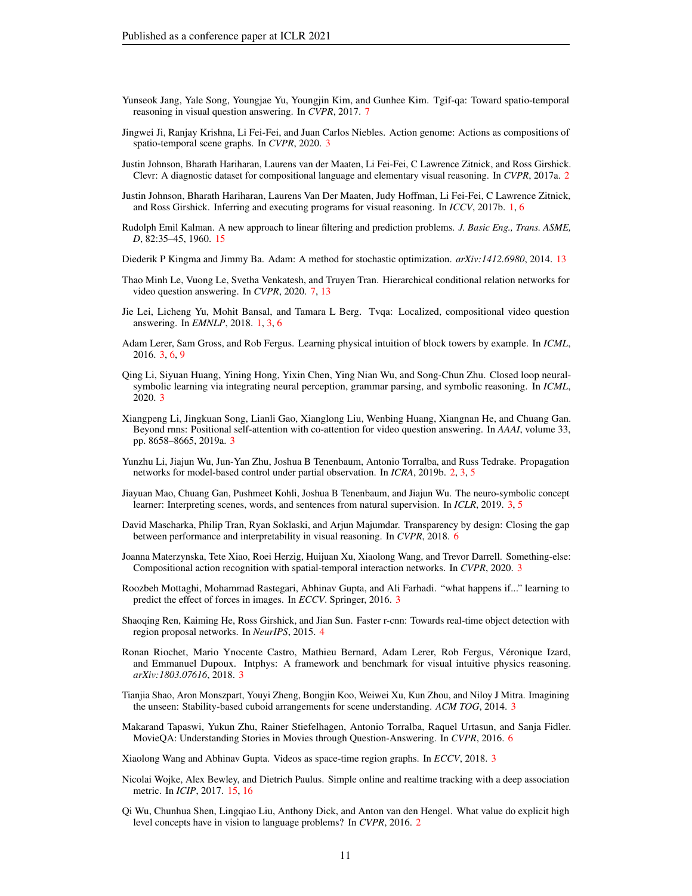Yunseok Jang, Yale Song, Youngjae Yu, Youngjin Kim, and Gunhee Kim. Tgif-qa: Toward spatio-temporal reasoning in visual question answering. In *CVPR*, 2017. 7

Jingwei Ji, Ranjay Krishna, Li Fei-Fei, and Juan Carlos Niebles. Action genome: Actions as compositions of spatio-temporal scene graphs. In *CVPR*, 2020. 3

Justin Johnson, Bharath Hariharan, Laurens van der Maaten, Li Fei-Fei, C Lawrence Zitnick, and Ross Girshick. Clevr: A diagnostic dataset for compositional language and elementary visual reasoning. In *CVPR*, 2017a. 2

Justin Johnson, Bharath Hariharan, Laurens Van Der Maaten, Judy Hoffman, Li Fei-Fei, C Lawrence Zitnick, and Ross Girshick. Inferring and executing programs for visual reasoning. In *ICCV*, 2017b. 1, 6

Rudolph Emil Kalman. A new approach to linear filtering and prediction problems. *J. Basic Eng., Trans. ASME, D*, 82:35–45, 1960. 15

Diederik P Kingma and Jimmy Ba. Adam: A method for stochastic optimization. *arXiv:1412.6980*, 2014. 13

Thao Minh Le, Vuong Le, Svetha Venkatesh, and Truyen Tran. Hierarchical conditional relation networks for video question answering. In *CVPR*, 2020. 7, 13

Jie Lei, Licheng Yu, Mohit Bansal, and Tamara L Berg. Tvqa: Localized, compositional video question answering. In *EMNLP*, 2018. 1, 3, 6

Adam Lerer, Sam Gross, and Rob Fergus. Learning physical intuition of block towers by example. In *ICML*, 2016. 3, 6, 9

Qing Li, Siyuan Huang, Yining Hong, Yixin Chen, Ying Nian Wu, and Song-Chun Zhu. Closed loop neural-symbolic learning via integrating neural perception, grammar parsing, and symbolic reasoning. In *ICML*, 2020. 3

Xiangpeng Li, Jingkuan Song, Lianli Gao, Xianglong Liu, Wenbing Huang, Xiangnan He, and Chuang Gan. Beyond rnns: Positional self-attention with co-attention for video question answering. In *AAAI*, volume 33, pp. 8658–8665, 2019a. 3

Yunzhu Li, Jiajun Wu, Jun-Yan Zhu, Joshua B Tenenbaum, Antonio Torralba, and Russ Tedrake. Propagation networks for model-based control under partial observation. In *ICRA*, 2019b. 2, 3, 5

Jiayuan Mao, Chuang Gan, Pushmeet Kohli, Joshua B Tenenbaum, and Jiajun Wu. The neuro-symbolic concept learner: Interpreting scenes, words, and sentences from natural supervision. In *ICLR*, 2019. 3, 5

David Mascharka, Philip Tran, Ryan Soklaski, and Arjun Majumdar. Transparency by design: Closing the gap between performance and interpretability in visual reasoning. In *CVPR*, 2018. 6

Joanna Materzynska, Tete Xiao, Roei Herzig, Huijuan Xu, Xiaolong Wang, and Trevor Darrell. Something-else: Compositional action recognition with spatial-temporal interaction networks. In *CVPR*, 2020. 3

Roozbeh Mottaghi, Mohammad Rastegari, Abhinav Gupta, and Ali Farhadi. "what happens if..." learning to predict the effect of forces in images. In *ECCV*. Springer, 2016. 3

Shaoqing Ren, Kaiming He, Ross Girshick, and Jian Sun. Faster r-cnn: Towards real-time object detection with region proposal networks. In *NeurIPS*, 2015. 4

Ronan Riochet, Mario Ynocente Castro, Mathieu Bernard, Adam Lerer, Rob Fergus, Véronique Izard, and Emmanuel Dupoux. Intphys: A framework and benchmark for visual intuitive physics reasoning. *arXiv:1803.07616*, 2018. 3

Tianjia Shao, Aron Monszpart, Youyi Zheng, Bongjin Koo, Weiwei Xu, Kun Zhou, and Niloy J Mitra. Imagining the unseen: Stability-based cuboid arrangements for scene understanding. *ACM TOG*, 2014. 3

Makarand Tapaswi, Yukun Zhu, Rainer Stiefelhagen, Antonio Torralba, Raquel Urtasun, and Sanja Fidler. MovieQA: Understanding Stories in Movies through Question-Answering. In *CVPR*, 2016. 6

Xiaolong Wang and Abhinav Gupta. Videos as space-time region graphs. In *ECCV*, 2018. 3

Nicolai Wojke, Alex Bewley, and Dietrich Paulus. Simple online and realtime tracking with a deep association metric. In *ICIP*, 2017. 15, 16

Qi Wu, Chunhua Shen, Lingqiao Liu, Anthony Dick, and Anton van den Hengel. What value do explicit high level concepts have in vision to language problems? In *CVPR*, 2016. 2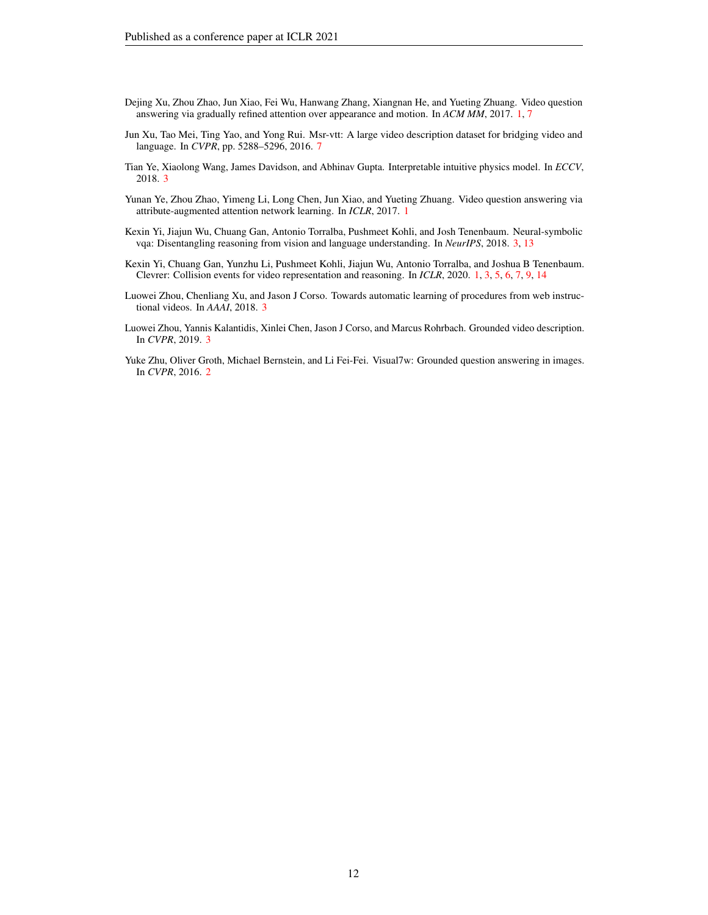Dejing Xu, Zhou Zhao, Jun Xiao, Fei Wu, Hanwang Zhang, Xiangnan He, and Yueting Zhuang. Video question answering via gradually refined attention over appearance and motion. In *ACM MM*, 2017. 1, 7

Jun Xu, Tao Mei, Ting Yao, and Yong Rui. Msr-vtt: A large video description dataset for bridging video and language. In *CVPR*, pp. 5288–5296, 2016. 7

Tian Ye, Xiaolong Wang, James Davidson, and Abhinav Gupta. Interpretable intuitive physics model. In *ECCV*, 2018. 3

Yunan Ye, Zhou Zhao, Yimeng Li, Long Chen, Jun Xiao, and Yueting Zhuang. Video question answering via attribute-augmented attention network learning. In *ICLR*, 2017. 1

Kexin Yi, Jiajun Wu, Chuang Gan, Antonio Torralba, Pushmeet Kohli, and Josh Tenenbaum. Neural-symbolic vqa: Disentangling reasoning from vision and language understanding. In *NeurIPS*, 2018. 3, 13

Kexin Yi, Chuang Gan, Yunzhu Li, Pushmeet Kohli, Jiajun Wu, Antonio Torralba, and Joshua B Tenenbaum. Clevrer: Collision events for video representation and reasoning. In *ICLR*, 2020. 1, 3, 5, 6, 7, 9, 14

Luowei Zhou, Chenliang Xu, and Jason J Corso. Towards automatic learning of procedures from web instructional videos. In *AAAI*, 2018. 3

Luowei Zhou, Yannis Kalantidis, Xinlei Chen, Jason J Corso, and Marcus Rohrbach. Grounded video description. In *CVPR*, 2019. 3

Yuke Zhu, Oliver Groth, Michael Bernstein, and Li Fei-Fei. Visual7w: Grounded question answering in images. In *CVPR*, 2016. 2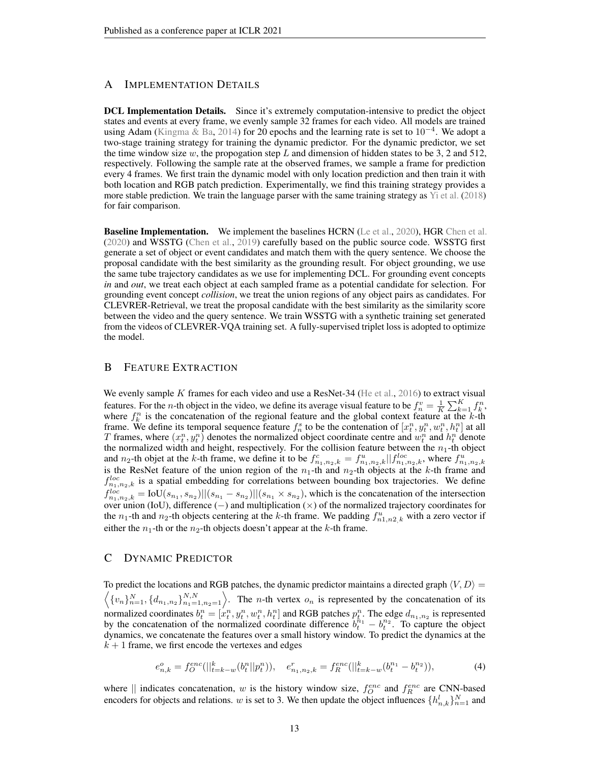## A Implementation Details

**DCL Implementation Details.** Since it's extremely computation-intensive to predict the object states and events at every frame, we evenly sample 32 frames for each video. All models are trained using Adam (Kingma & Ba, 2014) for 20 epochs and the learning rate is set to $10^{-4}$. We adopt a two-stage training strategy for training the dynamic predictor. For the dynamic predictor, we set the time window size $w$, the propogation step $L$ and dimension of hidden states to be 3, 2 and 512, respectively. Following the sample rate at the observed frames, we sample a frame for prediction every 4 frames. We first train the dynamic model with only location prediction and then train it with both location and RGB patch prediction. Experimentally, we find this training strategy provides a more stable prediction. We train the language parser with the same training strategy as Yi et al. (2018) for fair comparison.

**Baseline Implementation.** We implement the baselines HCRN (Le et al., 2020), HGR Chen et al. (2020) and WSSTG (Chen et al., 2019) carefully based on the public source code. WSSTG first generate a set of object or event candidates and match them with the query sentence. We choose the proposal candidate with the best similarity as the grounding result. For object grounding, we use the same tube trajectory candidates as we use for implementing DCL. For grounding event concepts *in* and *out*, we treat each object at each sampled frame as a potential candidate for selection. For grounding event concept *collision*, we treat the union regions of any object pairs as candidates. For CLEVRER-Retrieval, we treat the proposal candidate with the best similarity as the similarity score between the video and the query sentence. We train WSSTG with a synthetic training set generated from the videos of CLEVRER-VQA training set. A fully-supervised triplet loss is adopted to optimize the model.

## B Feature Extraction

We evenly sample $K$ frames for each video and use a ResNet-34 (He et al., 2016) to extract visual features. For the $n$-th object in the video, we define its average visual feature to be $f_n^v = \frac{1}{K}\sum_{k=1}^{K} f_k^n$, where $f_k^n$ is the concatenation of the regional feature and the global context feature at the $k$-th frame. We define its temporal sequence feature $f_n^s$ to be the contenation of $[x_t^n, y_t^n, w_t^n, h_t^n]$ at all $T$ frames, where $(x_t^n, y_t^n)$ denotes the normalized object coordinate centre and $w_t^n$ and $h_t^n$ denote the normalized width and height, respectively. For the collision feature between the $n_1$-th object and $n_2$-th objet at the $k$-th frame, we define it to be $f^c_{n_1,n_2,k} = f^u_{n_1,n_2,k} || f^{loc}_{n_1,n_2,k}$, where $f^u_{n_1,n_2,k}$ is the ResNet feature of the union region of the $n_1$-th and $n_2$-th objects at the $k$-th frame and $f^{loc}_{n_1,n_2,k}$ is a spatial embedding for correlations between bounding box trajectories. We define $f^{loc}_{n_1,n_2,k} = \text{IoU}(s_{n_1}, s_{n_2}) || (s_{n_1} - s_{n_2}) || (s_{n_1} \times s_{n_2})$, which is the concatenation of the intersection over union (IoU), difference ($-$) and multiplication ($\times$) of the normalized trajectory coordinates for the $n_1$-th and $n_2$-th objects centering at the $k$-th frame. We padding $f^u_{n1,n2,k}$ with a zero vector if either the $n_1$-th or the $n_2$-th objects doesn't appear at the $k$-th frame.

## C Dynamic Predictor

To predict the locations and RGB patches, the dynamic predictor maintains a directed graph $\langle V, D\rangle = \left\langle \{v_n\}_{n=1}^{N}, \{d_{n_1,n_2}\}_{n_1=1,n_2=1}^{N,N} \right\rangle$. The $n$-th vertex $o_n$ is represented by the concatenation of its normalized coordinates $b_t^n = [x_t^n, y_t^n, w_t^n, h_t^n]$ and RGB patches $p_t^n$. The edge $d_{n_1,n_2}$ is represented by the concatenation of the normalized coordinate difference $b_t^{n_1} - b_t^{n_2}$. To capture the object dynamics, we concatenate the features over a small history window. To predict the dynamics at the $k+1$ frame, we first encode the vertexes and edges

$$e^o_{n,k} = f^{enc}_O(||_{t=k-w}^{k}(b_t^n || p_t^n)), \quad e^r_{n_1,n_2,k} = f^{enc}_R(||_{t=k-w}^{k}(b_t^{n_1} - b_t^{n_2})), \tag{4}$$

where $||$ indicates concatenation, $w$ is the history window size, $f^{enc}_O$ and $f^{enc}_R$ are CNN-based encoders for objects and relations. $w$ is set to 3. We then update the object influences $\{h^l_{n,k}\}_{n=1}^{N}$ and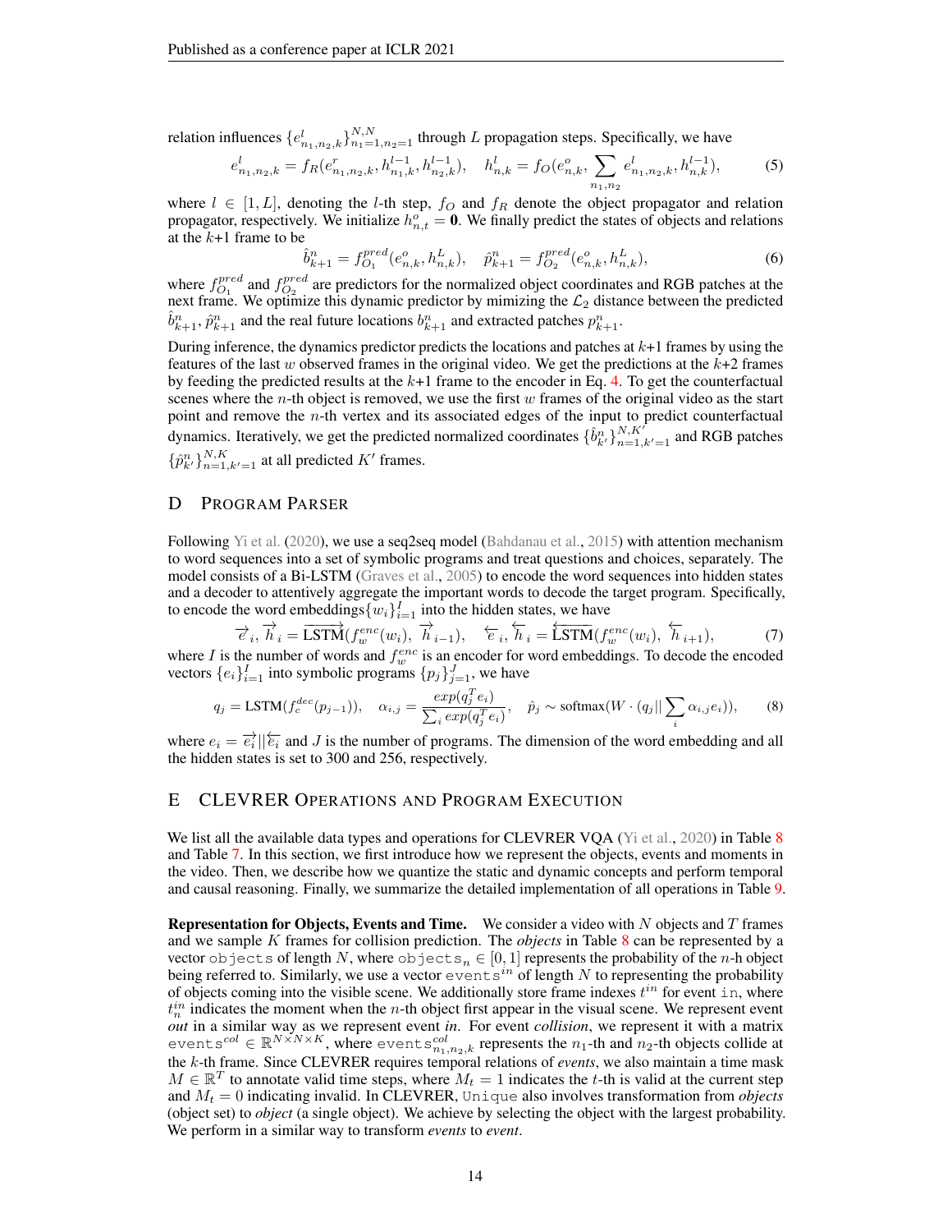relation influences $\{e^l_{n_1,n_2,k}\}_{n_1=1,n_2=1}^{N,N}$ through $L$ propagation steps. Specifically, we have

$$e^l_{n_1,n_2,k} = f_R(e^r_{n_1,n_2,k}, h^{l-1}_{n_1,k}, h^{l-1}_{n_2,k}), \quad h^l_{n,k} = f_O(e^o_{n,k}, \sum_{n_1,n_2} e^l_{n_1,n_2,k}, h^{l-1}_{n,k}), \tag{5}$$

where $l \in [1, L]$, denoting the $l$-th step, $f_O$ and $f_R$ denote the object propagator and relation propagator, respectively. We initialize $h^o_{n,t} = \mathbf{0}$. We finally predict the states of objects and relations at the $k$+1 frame to be

$$\hat{b}^n_{k+1} = f^{pred}_{O_1}(e^o_{n,k}, h^L_{n,k}), \quad \hat{p}^n_{k+1} = f^{pred}_{O_2}(e^o_{n,k}, h^L_{n,k}), \tag{6}$$

where $f^{pred}_{O_1}$ and $f^{pred}_{O_2}$ are predictors for the normalized object coordinates and RGB patches at the next frame. We optimize this dynamic predictor by mimizing the $\mathcal{L}_2$ distance between the predicted $\hat{b}^n_{k+1}, \hat{p}^n_{k+1}$ and the real future locations $b^n_{k+1}$ and extracted patches $p^n_{k+1}$.

During inference, the dynamics predictor predicts the locations and patches at $k$+1 frames by using the features of the last $w$ observed frames in the original video. We get the predictions at the $k$+2 frames by feeding the predicted results at the $k$+1 frame to the encoder in Eq. 4. To get the counterfactual scenes where the $n$-th object is removed, we use the first $w$ frames of the original video as the start point and remove the $n$-th vertex and its associated edges of the input to predict counterfactual dynamics. Iteratively, we get the predicted normalized coordinates $\{\hat{b}^n_{k'}\}_{n=1,k'=1}^{N,K'}$ and RGB patches $\{\hat{p}^n_{k'}\}_{n=1,k'=1}^{N,K}$ at all predicted $K'$ frames.

## D Program Parser

Following Yi et al. (2020), we use a seq2seq model (Bahdanau et al., 2015) with attention mechanism to word sequences into a set of symbolic programs and treat questions and choices, separately. The model consists of a Bi-LSTM (Graves et al., 2005) to encode the word sequences into hidden states and a decoder to attentively aggregate the important words to decode the target program. Specifically, to encode the word embeddings$\{w_i\}_{i=1}^I$ into the hidden states, we have

$$\overrightarrow{e}_i, \overrightarrow{h}_i = \overrightarrow{\text{LSTM}}(f^{enc}_w(w_i), \overrightarrow{h}_{i-1}), \quad \overleftarrow{e}_i, \overleftarrow{h}_i = \overleftarrow{\text{LSTM}}(f^{enc}_w(w_i), \overleftarrow{h}_{i+1}), \tag{7}$$

where $I$ is the number of words and $f^{enc}_w$ is an encoder for word embeddings. To decode the encoded vectors $\{e_i\}_{i=1}^I$ into symbolic programs $\{p_j\}_{j=1}^J$, we have

$$q_j = \text{LSTM}(f^{dec}_c(p_{j-1})), \quad \alpha_{i,j} = \frac{exp(q_j^T e_i)}{\sum_i exp(q_j^T e_i)}, \quad \hat{p}_j \sim \text{softmax}(W \cdot (q_j || \sum_i \alpha_{i,j} e_i)), \tag{8}$$

where $e_i = \overrightarrow{e_i} || \overleftarrow{e_i}$ and $J$ is the number of programs. The dimension of the word embedding and all the hidden states is set to 300 and 256, respectively.

## E CLEVRER Operations and Program Execution

We list all the available data types and operations for CLEVRER VQA (Yi et al., 2020) in Table 8 and Table 7. In this section, we first introduce how we represent the objects, events and moments in the video. Then, we describe how we quantize the static and dynamic concepts and perform temporal and causal reasoning. Finally, we summarize the detailed implementation of all operations in Table 9.

**Representation for Objects, Events and Time.** We consider a video with $N$ objects and $T$ frames and we sample $K$ frames for collision prediction. The *objects* in Table 8 can be represented by a vector `objects` of length $N$, where $\texttt{objects}_n \in [0, 1]$ represents the probability of the $n$-h object being referred to. Similarly, we use a vector $\texttt{events}^{in}$ of length $N$ to representing the probability of objects coming into the visible scene. We additionally store frame indexes $t^{in}$ for event `in`, where $t^{in}_n$ indicates the moment when the $n$-th object first appear in the visual scene. We represent event *out* in a similar way as we represent event *in*. For event *collision*, we represent it with a matrix $\texttt{events}^{col} \in \mathbb{R}^{N \times N \times K}$, where $\texttt{events}^{col}_{n_1,n_2,k}$ represents the $n_1$-th and $n_2$-th objects collide at the $k$-th frame. Since CLEVRER requires temporal relations of *events*, we also maintain a time mask $M \in \mathbb{R}^T$ to annotate valid time steps, where $M_t = 1$ indicates the $t$-th is valid at the current step and $M_t = 0$ indicating invalid. In CLEVRER, `Unique` also involves transformation from *objects* (object set) to *object* (a single object). We achieve by selecting the object with the largest probability. We perform in a similar way to transform *events* to *event*.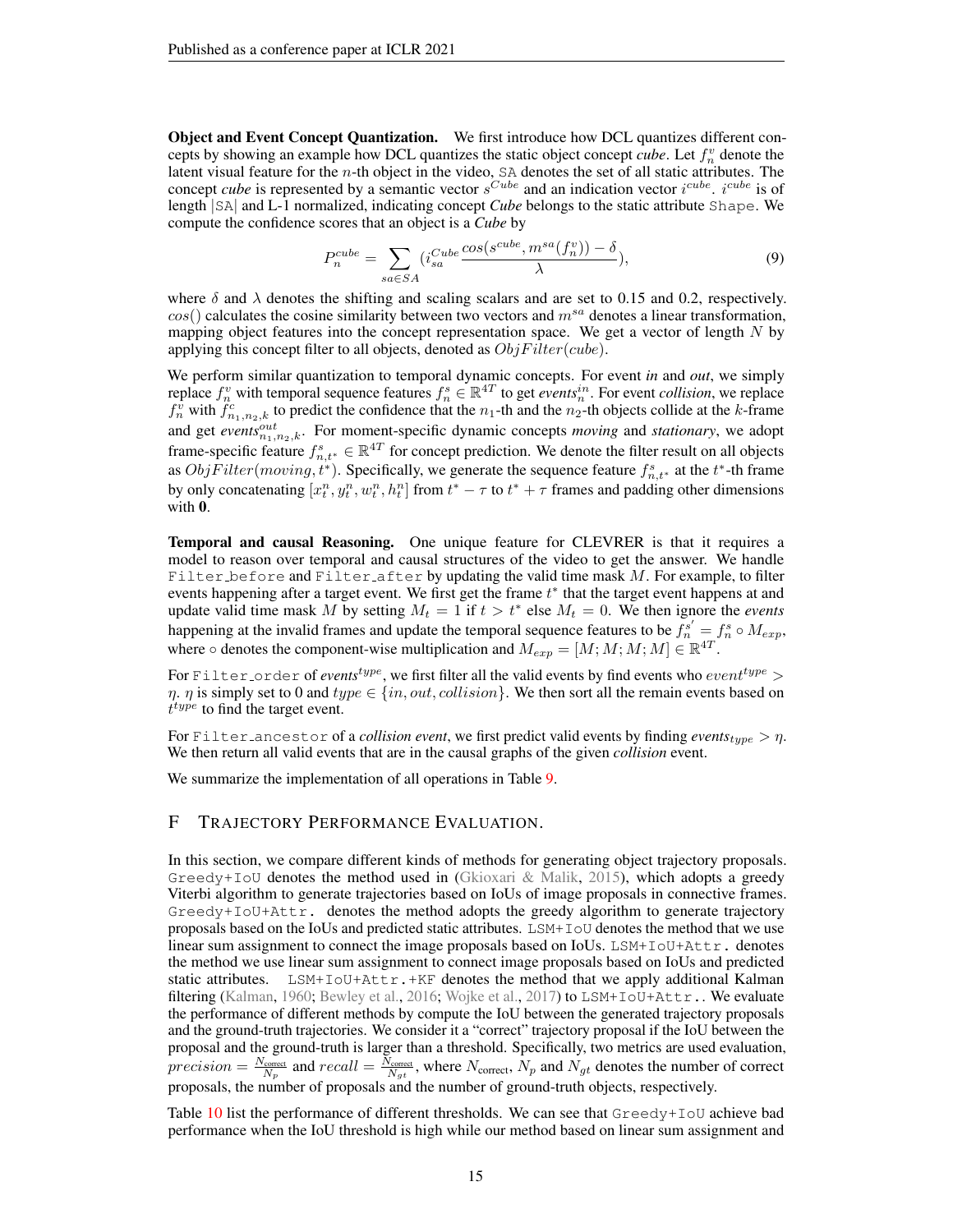**Object and Event Concept Quantization.** We first introduce how DCL quantizes different concepts by showing an example how DCL quantizes the static object concept *cube*. Let $f_n^v$ denote the latent visual feature for the $n$-th object in the video, `SA` denotes the set of all static attributes. The concept *cube* is represented by a semantic vector $s^{Cube}$ and an indication vector $i^{cube}$. $i^{cube}$ is of length $|\texttt{SA}|$ and L-1 normalized, indicating concept *Cube* belongs to the static attribute `Shape`. We compute the confidence scores that an object is a *Cube* by

$$P_n^{cube} = \sum_{sa \in SA} (i_{sa}^{Cube} \frac{cos(s^{cube}, m^{sa}(f_n^v)) - \delta}{\lambda}), \tag{9}$$

where $\delta$ and $\lambda$ denotes the shifting and scaling scalars and are set to 0.15 and 0.2, respectively. $cos()$ calculates the cosine similarity between two vectors and $m^{sa}$ denotes a linear transformation, mapping object features into the concept representation space. We get a vector of length $N$ by applying this concept filter to all objects, denoted as $ObjFilter(cube)$.

We perform similar quantization to temporal dynamic concepts. For event *in* and *out*, we simply replace $f_n^v$ with temporal sequence features $f_n^s \in \mathbb{R}^{4T}$ to get $events_n^{in}$. For event *collision*, we replace $f_n^v$ with $f_{n_1,n_2,k}^c$ to predict the confidence that the $n_1$-th and the $n_2$-th objects collide at the $k$-frame and get $events_{n_1,n_2,k}^{out}$. For moment-specific dynamic concepts *moving* and *stationary*, we adopt frame-specific feature $f_{n,t^*}^s \in \mathbb{R}^{4T}$ for concept prediction. We denote the filter result on all objects as $ObjFilter(moving, t^*)$. Specifically, we generate the sequence feature $f_{n,t^*}^s$ at the $t^*$-th frame by only concatenating $[x_t^n, y_t^n, w_t^n, h_t^n]$ from $t^* - \tau$ to $t^* + \tau$ frames and padding other dimensions with $\mathbf{0}$.

**Temporal and causal Reasoning.** One unique feature for CLEVRER is that it requires a model to reason over temporal and causal structures of the video to get the answer. We handle `Filter_before` and `Filter_after` by updating the valid time mask $M$. For example, to filter events happening after a target event. We first get the frame $t^*$ that the target event happens at and update valid time mask $M$ by setting $M_t = 1$ if $t > t^*$ else $M_t = 0$. We then ignore the *events* happening at the invalid frames and update the temporal sequence features to be $f_n^{s'} = f_n^s \circ M_{exp}$, where $\circ$ denotes the component-wise multiplication and $M_{exp} = [M; M; M; M] \in \mathbb{R}^{4T}$.

For `Filter_order` of $events^{type}$, we first filter all the valid events by find events who $event^{type} > \eta$. $\eta$ is simply set to 0 and $type \in \{in, out, collision\}$. We then sort all the remain events based on $t^{type}$ to find the target event.

For `Filter_ancestor` of a *collision event*, we first predict valid events by finding $events_{type} > \eta$. We then return all valid events that are in the causal graphs of the given *collision* event.

We summarize the implementation of all operations in Table 9.

# F Trajectory Performance Evaluation.

In this section, we compare different kinds of methods for generating object trajectory proposals. `Greedy+IoU` denotes the method used in (Gkioxari & Malik, 2015), which adopts a greedy Viterbi algorithm to generate trajectories based on IoUs of image proposals in connective frames. `Greedy+IoU+Attr.` denotes the method adopts the greedy algorithm to generate trajectory proposals based on the IoUs and predicted static attributes. `LSM+IoU` denotes the method that we use linear sum assignment to connect the image proposals based on IoUs. `LSM+IoU+Attr.` denotes the method we use linear sum assignment to connect image proposals based on IoUs and predicted static attributes. `LSM+IoU+Attr.+KF` denotes the method that we apply additional Kalman filtering (Kalman, 1960; Bewley et al., 2016; Wojke et al., 2017) to `LSM+IoU+Attr.`. We evaluate the performance of different methods by compute the IoU between the generated trajectory proposals and the ground-truth trajectories. We consider it a "correct" trajectory proposal if the IoU between the proposal and the ground-truth is larger than a threshold. Specifically, two metrics are used evaluation, $precision = \frac{N_{\text{correct}}}{N_p}$ and $recall = \frac{N_{\text{correct}}}{N_{gt}}$, where $N_{\text{correct}}$, $N_p$ and $N_{gt}$ denotes the number of correct proposals, the number of proposals and the number of ground-truth objects, respectively.

Table 10 list the performance of different thresholds. We can see that `Greedy+IoU` achieve bad performance when the IoU threshold is high while our method based on linear sum assignment and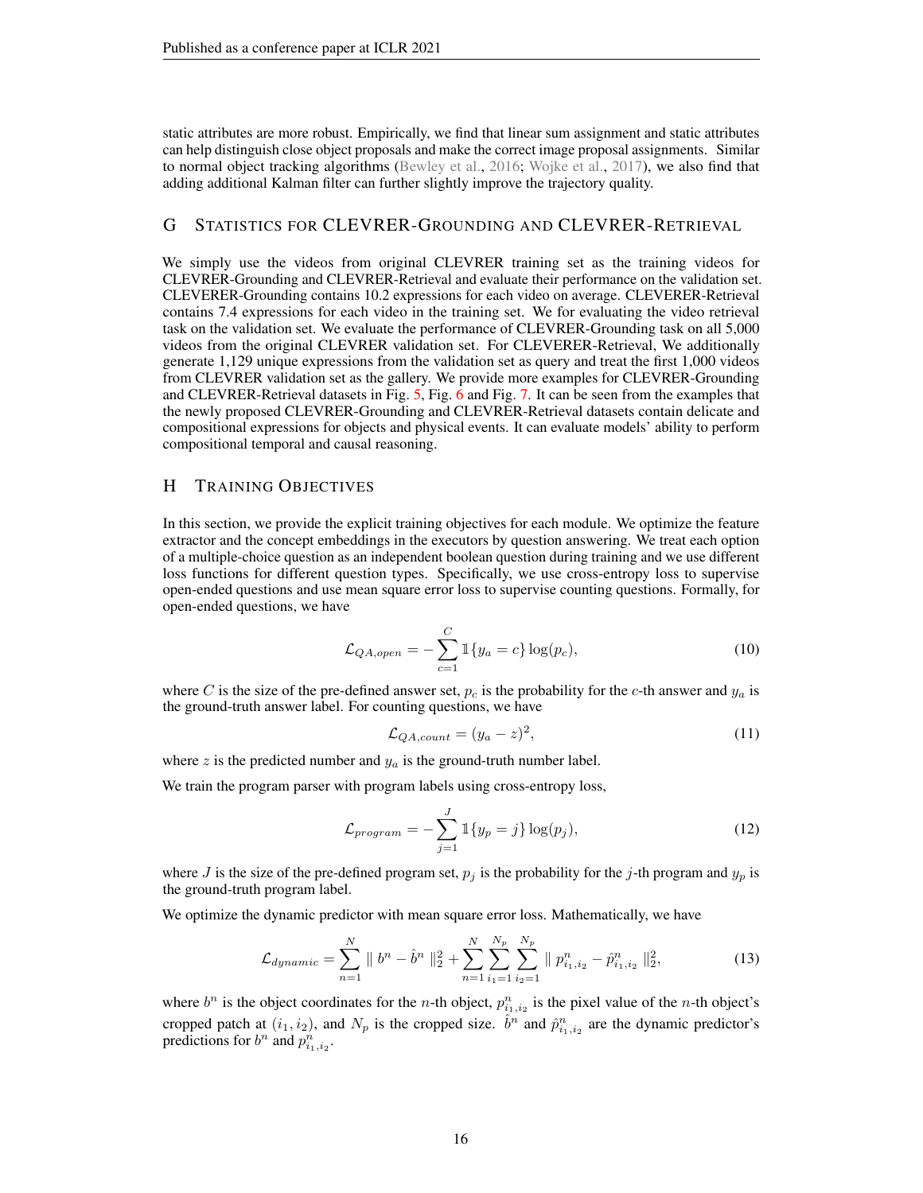static attributes are more robust. Empirically, we find that linear sum assignment and static attributes can help distinguish close object proposals and make the correct image proposal assignments. Similar to normal object tracking algorithms (Bewley et al., 2016; Wojke et al., 2017), we also find that adding additional Kalman filter can further slightly improve the trajectory quality.

## G Statistics for CLEVRER-Grounding and CLEVRER-Retrieval

We simply use the videos from original CLEVRER training set as the training videos for CLEVRER-Grounding and CLEVRER-Retrieval and evaluate their performance on the validation set. CLEVERER-Grounding contains 10.2 expressions for each video on average. CLEVERER-Retrieval contains 7.4 expressions for each video in the training set. We for evaluating the video retrieval task on the validation set. We evaluate the performance of CLEVRER-Grounding task on all 5,000 videos from the original CLEVRER validation set. For CLEVERER-Retrieval, We additionally generate 1,129 unique expressions from the validation set as query and treat the first 1,000 videos from CLEVRER validation set as the gallery. We provide more examples for CLEVRER-Grounding and CLEVRER-Retrieval datasets in Fig. 5, Fig. 6 and Fig. 7. It can be seen from the examples that the newly proposed CLEVRER-Grounding and CLEVRER-Retrieval datasets contain delicate and compositional expressions for objects and physical events. It can evaluate models' ability to perform compositional temporal and causal reasoning.

## H Training Objectives

In this section, we provide the explicit training objectives for each module. We optimize the feature extractor and the concept embeddings in the executors by question answering. We treat each option of a multiple-choice question as an independent boolean question during training and we use different loss functions for different question types. Specifically, we use cross-entropy loss to supervise open-ended questions and use mean square error loss to supervise counting questions. Formally, for open-ended questions, we have

$$\mathcal{L}_{QA,open} = -\sum_{c=1}^{C} \mathbb{1}\{y_a = c\} \log(p_c), \tag{10}$$

where $C$ is the size of the pre-defined answer set, $p_c$ is the probability for the $c$-th answer and $y_a$ is the ground-truth answer label. For counting questions, we have

$$\mathcal{L}_{QA,count} = (y_a - z)^2, \tag{11}$$

where $z$ is the predicted number and $y_a$ is the ground-truth number label.

We train the program parser with program labels using cross-entropy loss,

$$\mathcal{L}_{program} = -\sum_{j=1}^{J} \mathbb{1}\{y_p = j\} \log(p_j), \tag{12}$$

where $J$ is the size of the pre-defined program set, $p_j$ is the probability for the $j$-th program and $y_p$ is the ground-truth program label.

We optimize the dynamic predictor with mean square error loss. Mathematically, we have

$$\mathcal{L}_{dynamic} = \sum_{n=1}^{N} \parallel b^n - \hat{b}^n \parallel_2^2 + \sum_{n=1}^{N} \sum_{i_1=1}^{N_p} \sum_{i_2=1}^{N_p} \parallel p^n_{i_1,i_2} - \hat{p}^n_{i_1,i_2} \parallel_2^2, \tag{13}$$

where $b^n$ is the object coordinates for the $n$-th object, $p^n_{i_1,i_2}$ is the pixel value of the $n$-th object's cropped patch at $(i_1, i_2)$, and $N_p$ is the cropped size. $\hat{b}^n$ and $\hat{p}^n_{i_1,i_2}$ are the dynamic predictor's predictions for $b^n$ and $p^n_{i_1,i_2}$.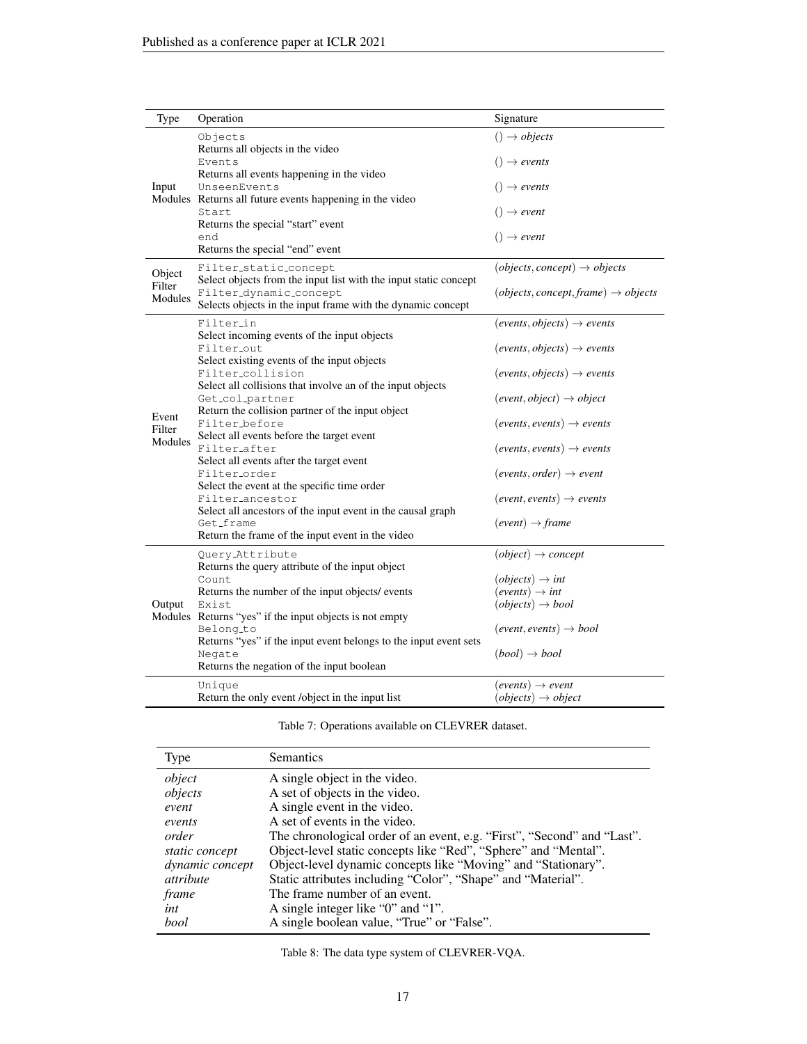| Type | Operation | Signature |
| --- | --- | --- |
| Input Modules | `Objects` Returns all objects in the video | $() \rightarrow$ *objects* |
| | `Events` Returns all events happening in the video | $() \rightarrow$ *events* |
| | `UnseenEvents` Returns all future events happening in the video | $() \rightarrow$ *events* |
| | `Start` Returns the special "start" event | $() \rightarrow$ *event* |
| | `end` Returns the special "end" event | $() \rightarrow$ *event* |
| Object Filter Modules | `Filter_static_concept` Select objects from the input list with the input static concept | $(objects, concept) \rightarrow objects$ |
| | `Filter_dynamic_concept` Selects objects in the input frame with the dynamic concept | $(objects, concept, frame) \rightarrow objects$ |
| Event Filter Modules | `Filter_in` Select incoming events of the input objects | $(events, objects) \rightarrow events$ |
| | `Filter_out` Select existing events of the input objects | $(events, objects) \rightarrow events$ |
| | `Filter_collision` Select all collisions that involve an of the input objects | $(events, objects) \rightarrow events$ |
| | `Get_col_partner` Return the collision partner of the input object | $(event, object) \rightarrow object$ |
| | `Filter_before` Select all events before the target event | $(events, events) \rightarrow events$ |
| | `Filter_after` Select all events after the target event | $(events, events) \rightarrow events$ |
| | `Filter_order` Select the event at the specific time order | $(events, order) \rightarrow event$ |
| | `Filter_ancestor` Select all ancestors of the input event in the causal graph | $(event, events) \rightarrow events$ |
| | `Get_frame` Return the frame of the input event in the video | $(event) \rightarrow frame$ |
| Output Modules | `Query_Attribute` Returns the query attribute of the input object | $(object) \rightarrow concept$ |
| | `Count` Returns the number of the input objects/ events | $(objects) \rightarrow int$ <br> $(events) \rightarrow int$ |
| | `Exist` Returns "yes" if the input objects is not empty | $(objects) \rightarrow bool$ |
| | `Belong_to` Returns "yes" if the input event belongs to the input event sets | $(event, events) \rightarrow bool$ |
| | `Negate` Returns the negation of the input boolean | $(bool) \rightarrow bool$ |
| | `Unique` Return the only event /object in the input list | $(events) \rightarrow event$ <br> $(objects) \rightarrow object$ |

Table 7: Operations available on CLEVRER dataset.

| Type | Semantics |
| --- | --- |
| *object* | A single object in the video. |
| *objects* | A set of objects in the video. |
| *event* | A single event in the video. |
| *events* | A set of events in the video. |
| *order* | The chronological order of an event, e.g. "First", "Second" and "Last". |
| *static concept* | Object-level static concepts like "Red", "Sphere" and "Mental". |
| *dynamic concept* | Object-level dynamic concepts like "Moving" and "Stationary". |
| *attribute* | Static attributes including "Color", "Shape" and "Material". |
| *frame* | The frame number of an event. |
| *int* | A single integer like "0" and "1". |
| *bool* | A single boolean value, "True" or "False". |

Table 8: The data type system of CLEVRER-VQA.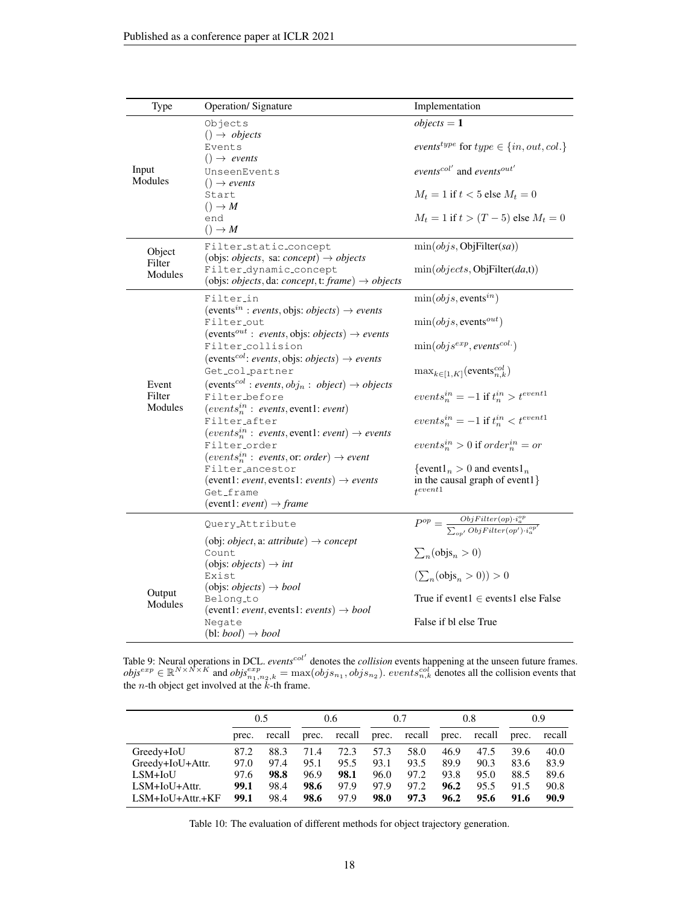| Type | Operation/ Signature | Implementation |
|---|---|---|
| Input Modules | `Objects`<br>$() \rightarrow$ *objects* | *objects* $= \mathbf{1}$ |
| | `Events`<br>$() \rightarrow$ *events* | $events^{type}$ for $type \in \{in, out, col.\}$ |
| | `UnseenEvents`<br>$() \rightarrow$ *events* | $events^{col'}$ and $events^{out'}$ |
| | `Start`<br>$() \rightarrow M$ | $M_t = 1$ if $t < 5$ else $M_t = 0$ |
| | `end`<br>$() \rightarrow M$ | $M_t = 1$ if $t > (T-5)$ else $M_t = 0$ |
| Object Filter Modules | `Filter_static_concept`<br>(objs: *objects*, sa: *concept*) $\rightarrow$ *objects* | $\min(objs, \text{ObjFilter}(sa))$ |
| | `Filter_dynamic_concept`<br>(objs: *objects*, da: *concept*, t: *frame*) $\rightarrow$ *objects* | $\min(objects, \text{ObjFilter}(da, t))$ |
| Event Filter Modules | `Filter_in`<br>($\text{events}^{in}$ : *events*, objs: *objects*) $\rightarrow$ *events* | $\min(objs, \text{events}^{in})$ |
| | `Filter_out`<br>($\text{events}^{out}$ : *events*, objs: *objects*) $\rightarrow$ *events* | $\min(objs, \text{events}^{out})$ |
| | `Filter_collision`<br>($\text{events}^{col}$: *events*, objs: *objects*) $\rightarrow$ *events* | $\min(objs^{exp}, events^{col.})$ |
| | `Get_col_partner`<br>($\text{events}^{col}$ : *events*, $obj_n$ : *object*) $\rightarrow$ *objects* | $\max_{k\in[1,K]}(\text{events}^{col}_{n,k})$ |
| | `Filter_before`<br>($events^{in}_n$ : *events*, event1: *event*) | $events^{in}_n = -1$ if $t^{in}_n > t^{event1}$ |
| | `Filter_after`<br>($events^{in}_n$ : *events*, event1: *event*) $\rightarrow$ *events* | $events^{in}_n = -1$ if $t^{in}_n < t^{event1}$ |
| | `Filter_order`<br>($events^{in}_n$ : *events*, or: *order*) $\rightarrow$ *event* | $events^{in}_n > 0$ if $order^{in}_n = or$ |
| | `Filter_ancestor`<br>(event1: *event*, events1: *events*) $\rightarrow$ *events* | $\{\text{event1}_n > 0$ and $\text{events1}_n$ in the causal graph of event1$\}$ |
| | `Get_frame`<br>(event1: *event*) $\rightarrow$ *frame* | $t^{event1}$ |
| Output Modules | `Query_Attribute`<br>(obj: *object*, a: *attribute*) $\rightarrow$ *concept* | $P^{op} = \frac{ObjFilter(op)\cdot i^{op}_a}{\sum_{op'} ObjFilter(op')\cdot i^{op'}_a}$ |
| | `Count`<br>(objs: *objects*) $\rightarrow$ *int* | $\sum_n(\text{objs}_n > 0)$ |
| | `Exist`<br>(objs: *objects*) $\rightarrow$ *bool* | $(\sum_n(\text{objs}_n > 0)) > 0$ |
| | `Belong_to`<br>(event1: *event*, events1: *events*) $\rightarrow$ *bool* | True if event1 $\in$ events1 else False |
| | `Negate`<br>(bl: *bool*) $\rightarrow$ *bool* | False if bl else True |

Table 9: Neural operations in DCL. $events^{col'}$ denotes the *collision* events happening at the unseen future frames. $objs^{exp} \in \mathbb{R}^{N\times N\times K}$ and $objs^{exp}_{n_1,n_2,k} = \max(objs_{n_1}, objs_{n_2})$. $events^{col}_{n,k}$ denotes all the collision events that the $n$-th object get involved at the $k$-th frame.

| | 0.5 | | 0.6 | | 0.7 | | 0.8 | | 0.9 | |
|---|---|---|---|---|---|---|---|---|---|---|
| | prec. | recall | prec. | recall | prec. | recall | prec. | recall | prec. | recall |
| Greedy+IoU | 87.2 | 88.3 | 71.4 | 72.3 | 57.3 | 58.0 | 46.9 | 47.5 | 39.6 | 40.0 |
| Greedy+IoU+Attr. | 97.0 | 97.4 | 95.1 | 95.5 | 93.1 | 93.5 | 89.9 | 90.3 | 83.6 | 83.9 |
| LSM+IoU | 97.6 | **98.8** | 96.9 | **98.1** | 96.0 | 97.2 | 93.8 | 95.0 | 88.5 | 89.6 |
| LSM+IoU+Attr. | **99.1** | 98.4 | **98.6** | 97.9 | 97.9 | 97.2 | **96.2** | 95.5 | 91.5 | 90.8 |
| LSM+IoU+Attr.+KF | **99.1** | 98.4 | **98.6** | 97.9 | **98.0** | **97.3** | **96.2** | **95.6** | **91.6** | **90.9** |

Table 10: The evaluation of different methods for object trajectory generation.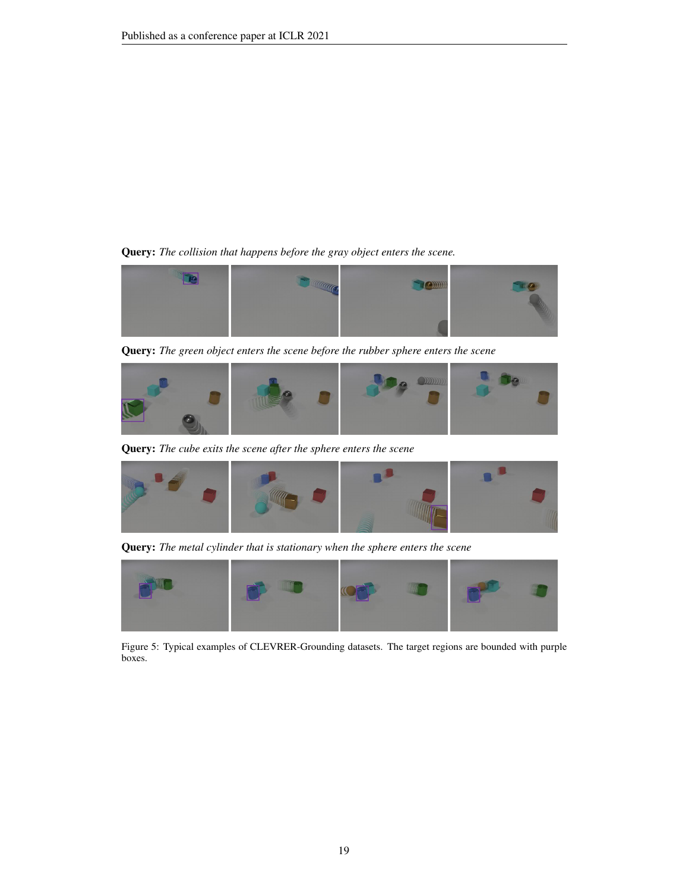**Query:** *The collision that happens before the gray object enters the scene.*

**Query:** *The green object enters the scene before the rubber sphere enters the scene*

**Query:** *The cube exits the scene after the sphere enters the scene*

**Query:** *The metal cylinder that is stationary when the sphere enters the scene*

Figure 5: Typical examples of CLEVRER-Grounding datasets. The target regions are bounded with purple boxes.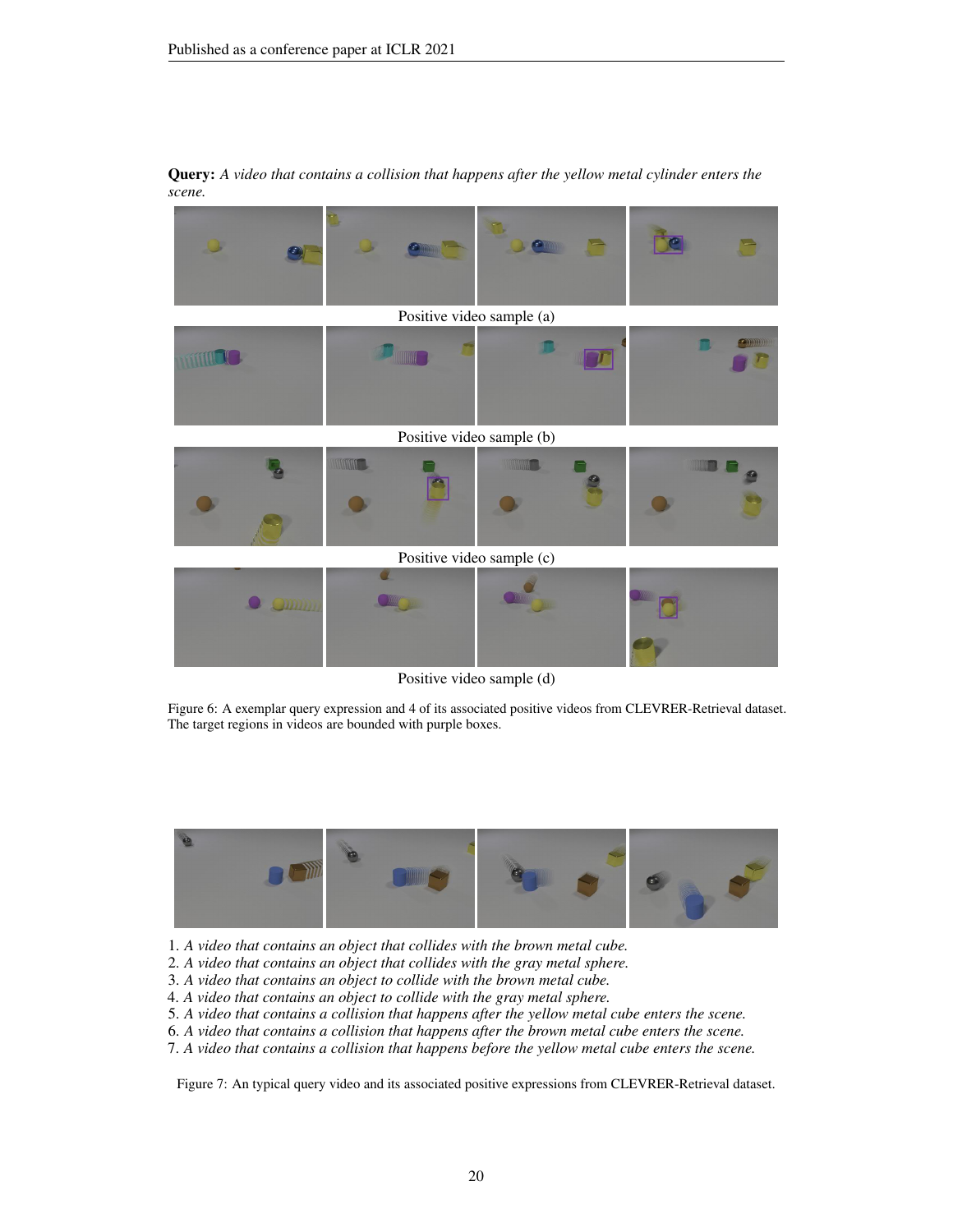**Query:** *A video that contains a collision that happens after the yellow metal cylinder enters the scene.*

Positive video sample (a)

Positive video sample (b)

Positive video sample (c)

Positive video sample (d)

Figure 6: A exemplar query expression and 4 of its associated positive videos from CLEVRER-Retrieval dataset. The target regions in videos are bounded with purple boxes.

1. *A video that contains an object that collides with the brown metal cube.*
2. *A video that contains an object that collides with the gray metal sphere.*
3. *A video that contains an object to collide with the brown metal cube.*
4. *A video that contains an object to collide with the gray metal sphere.*
5. *A video that contains a collision that happens after the yellow metal cube enters the scene.*
6. *A video that contains a collision that happens after the brown metal cube enters the scene.*
7. *A video that contains a collision that happens before the yellow metal cube enters the scene.*

Figure 7: An typical query video and its associated positive expressions from CLEVRER-Retrieval dataset.